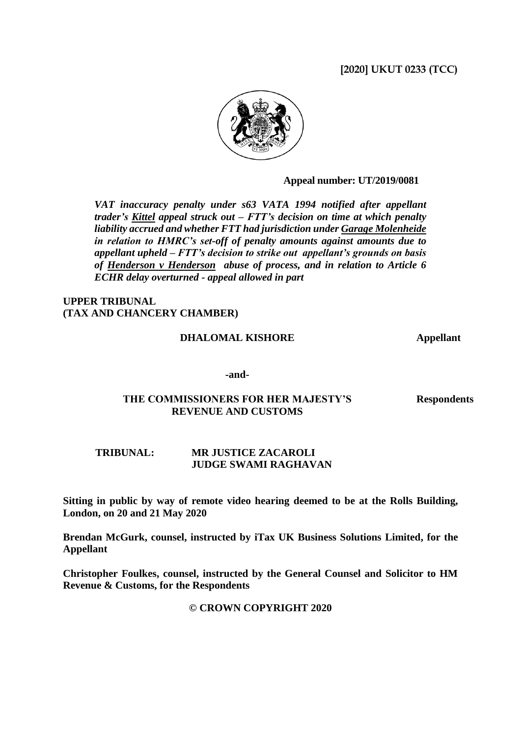**[2020] UKUT 0233 (TCC)**

**Appeal number: UT/2019/0081**

***VAT inaccuracy penalty under s63 VATA 1994 notified after appellant trader's Kittel appeal struck out – FTT's decision on time at which penalty liability accrued and whether FTT had jurisdiction under Garage Molenheide in relation to HMRC's set-off of penalty amounts against amounts due to appellant upheld – FTT's decision to strike out appellant's grounds on basis of Henderson v Henderson abuse of process, and in relation to Article 6 ECHR delay overturned - appeal allowed in part***

**UPPER TRIBUNAL**
**(TAX AND CHANCERY CHAMBER)**

**DHALOMAL KISHORE** **Appellant**

**-and-**

**THE COMMISSIONERS FOR HER MAJESTY'S REVENUE AND CUSTOMS** **Respondents**

**TRIBUNAL: MR JUSTICE ZACAROLI**
**JUDGE SWAMI RAGHAVAN**

**Sitting in public by way of remote video hearing deemed to be at the Rolls Building, London, on 20 and 21 May 2020**

**Brendan McGurk, counsel, instructed by iTax UK Business Solutions Limited, for the Appellant**

**Christopher Foulkes, counsel, instructed by the General Counsel and Solicitor to HM Revenue & Customs, for the Respondents**

**© CROWN COPYRIGHT 2020**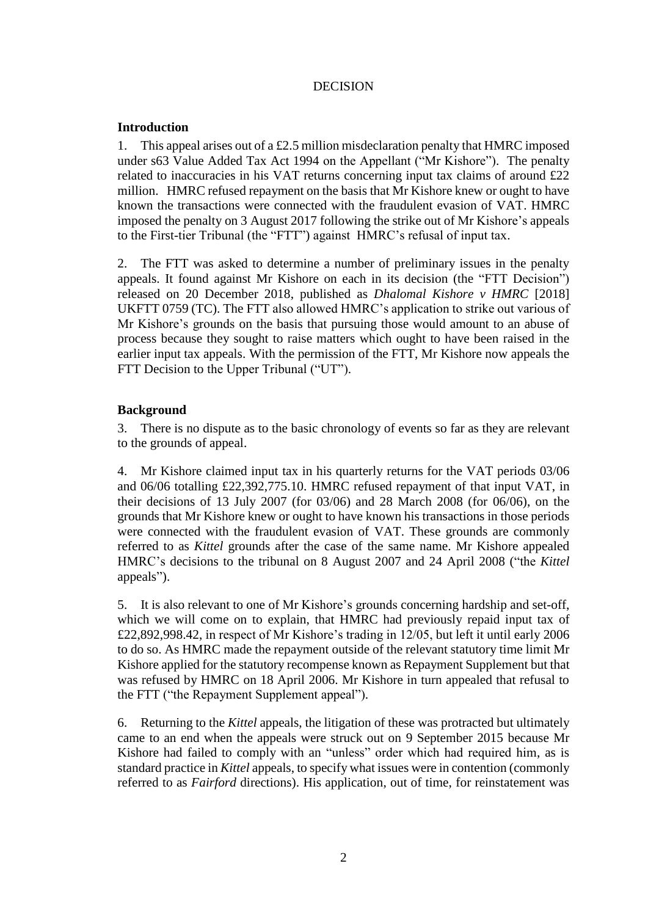DECISION

## Introduction

1. This appeal arises out of a £2.5 million misdeclaration penalty that HMRC imposed under s63 Value Added Tax Act 1994 on the Appellant ("Mr Kishore"). The penalty related to inaccuracies in his VAT returns concerning input tax claims of around £22 million. HMRC refused repayment on the basis that Mr Kishore knew or ought to have known the transactions were connected with the fraudulent evasion of VAT. HMRC imposed the penalty on 3 August 2017 following the strike out of Mr Kishore's appeals to the First-tier Tribunal (the "FTT") against HMRC's refusal of input tax.

2. The FTT was asked to determine a number of preliminary issues in the penalty appeals. It found against Mr Kishore on each in its decision (the "FTT Decision") released on 20 December 2018, published as *Dhalomal Kishore v HMRC* [2018] UKFTT 0759 (TC). The FTT also allowed HMRC's application to strike out various of Mr Kishore's grounds on the basis that pursuing those would amount to an abuse of process because they sought to raise matters which ought to have been raised in the earlier input tax appeals. With the permission of the FTT, Mr Kishore now appeals the FTT Decision to the Upper Tribunal ("UT").

## Background

3. There is no dispute as to the basic chronology of events so far as they are relevant to the grounds of appeal.

4. Mr Kishore claimed input tax in his quarterly returns for the VAT periods 03/06 and 06/06 totalling £22,392,775.10. HMRC refused repayment of that input VAT, in their decisions of 13 July 2007 (for 03/06) and 28 March 2008 (for 06/06), on the grounds that Mr Kishore knew or ought to have known his transactions in those periods were connected with the fraudulent evasion of VAT. These grounds are commonly referred to as *Kittel* grounds after the case of the same name. Mr Kishore appealed HMRC's decisions to the tribunal on 8 August 2007 and 24 April 2008 ("the *Kittel* appeals").

5. It is also relevant to one of Mr Kishore's grounds concerning hardship and set-off, which we will come on to explain, that HMRC had previously repaid input tax of £22,892,998.42, in respect of Mr Kishore's trading in 12/05, but left it until early 2006 to do so. As HMRC made the repayment outside of the relevant statutory time limit Mr Kishore applied for the statutory recompense known as Repayment Supplement but that was refused by HMRC on 18 April 2006. Mr Kishore in turn appealed that refusal to the FTT ("the Repayment Supplement appeal").

6. Returning to the *Kittel* appeals, the litigation of these was protracted but ultimately came to an end when the appeals were struck out on 9 September 2015 because Mr Kishore had failed to comply with an "unless" order which had required him, as is standard practice in *Kittel* appeals, to specify what issues were in contention (commonly referred to as *Fairford* directions). His application, out of time, for reinstatement was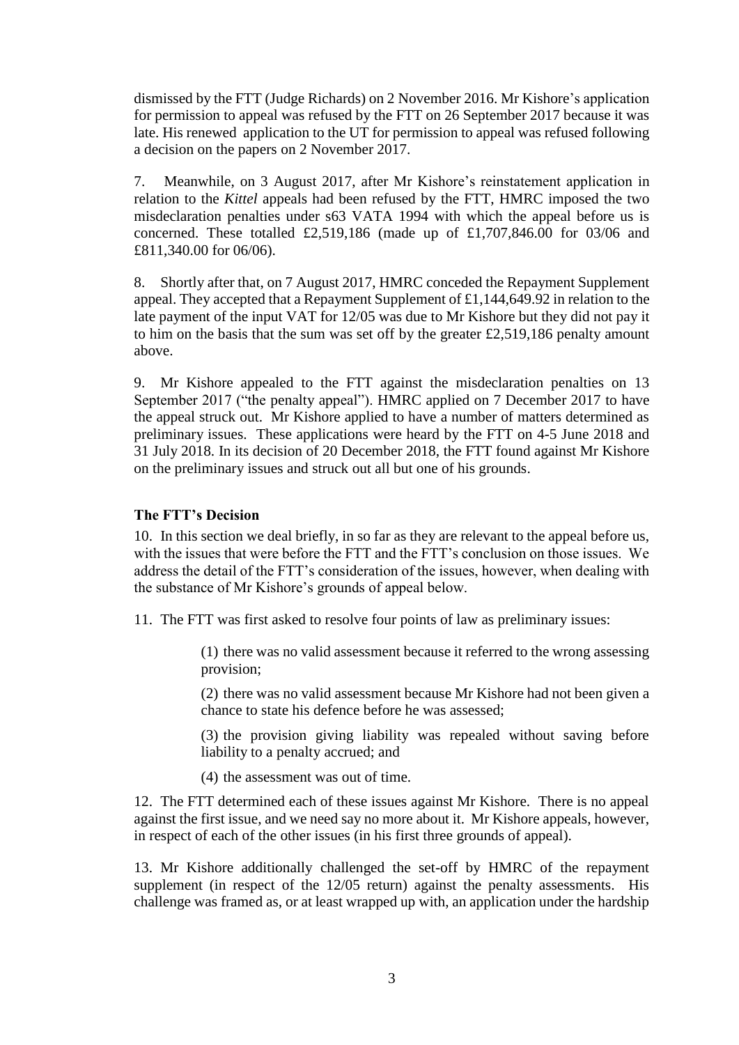dismissed by the FTT (Judge Richards) on 2 November 2016. Mr Kishore's application for permission to appeal was refused by the FTT on 26 September 2017 because it was late. His renewed application to the UT for permission to appeal was refused following a decision on the papers on 2 November 2017.

7. Meanwhile, on 3 August 2017, after Mr Kishore's reinstatement application in relation to the *Kittel* appeals had been refused by the FTT, HMRC imposed the two misdeclaration penalties under s63 VATA 1994 with which the appeal before us is concerned. These totalled £2,519,186 (made up of £1,707,846.00 for 03/06 and £811,340.00 for 06/06).

8. Shortly after that, on 7 August 2017, HMRC conceded the Repayment Supplement appeal. They accepted that a Repayment Supplement of £1,144,649.92 in relation to the late payment of the input VAT for 12/05 was due to Mr Kishore but they did not pay it to him on the basis that the sum was set off by the greater £2,519,186 penalty amount above.

9. Mr Kishore appealed to the FTT against the misdeclaration penalties on 13 September 2017 ("the penalty appeal"). HMRC applied on 7 December 2017 to have the appeal struck out. Mr Kishore applied to have a number of matters determined as preliminary issues. These applications were heard by the FTT on 4-5 June 2018 and 31 July 2018. In its decision of 20 December 2018, the FTT found against Mr Kishore on the preliminary issues and struck out all but one of his grounds.

### The FTT's Decision

10. In this section we deal briefly, in so far as they are relevant to the appeal before us, with the issues that were before the FTT and the FTT's conclusion on those issues. We address the detail of the FTT's consideration of the issues, however, when dealing with the substance of Mr Kishore's grounds of appeal below.

11. The FTT was first asked to resolve four points of law as preliminary issues:

> (1) there was no valid assessment because it referred to the wrong assessing provision;
>
> (2) there was no valid assessment because Mr Kishore had not been given a chance to state his defence before he was assessed;
>
> (3) the provision giving liability was repealed without saving before liability to a penalty accrued; and
>
> (4) the assessment was out of time.

12. The FTT determined each of these issues against Mr Kishore. There is no appeal against the first issue, and we need say no more about it. Mr Kishore appeals, however, in respect of each of the other issues (in his first three grounds of appeal).

13. Mr Kishore additionally challenged the set-off by HMRC of the repayment supplement (in respect of the 12/05 return) against the penalty assessments. His challenge was framed as, or at least wrapped up with, an application under the hardship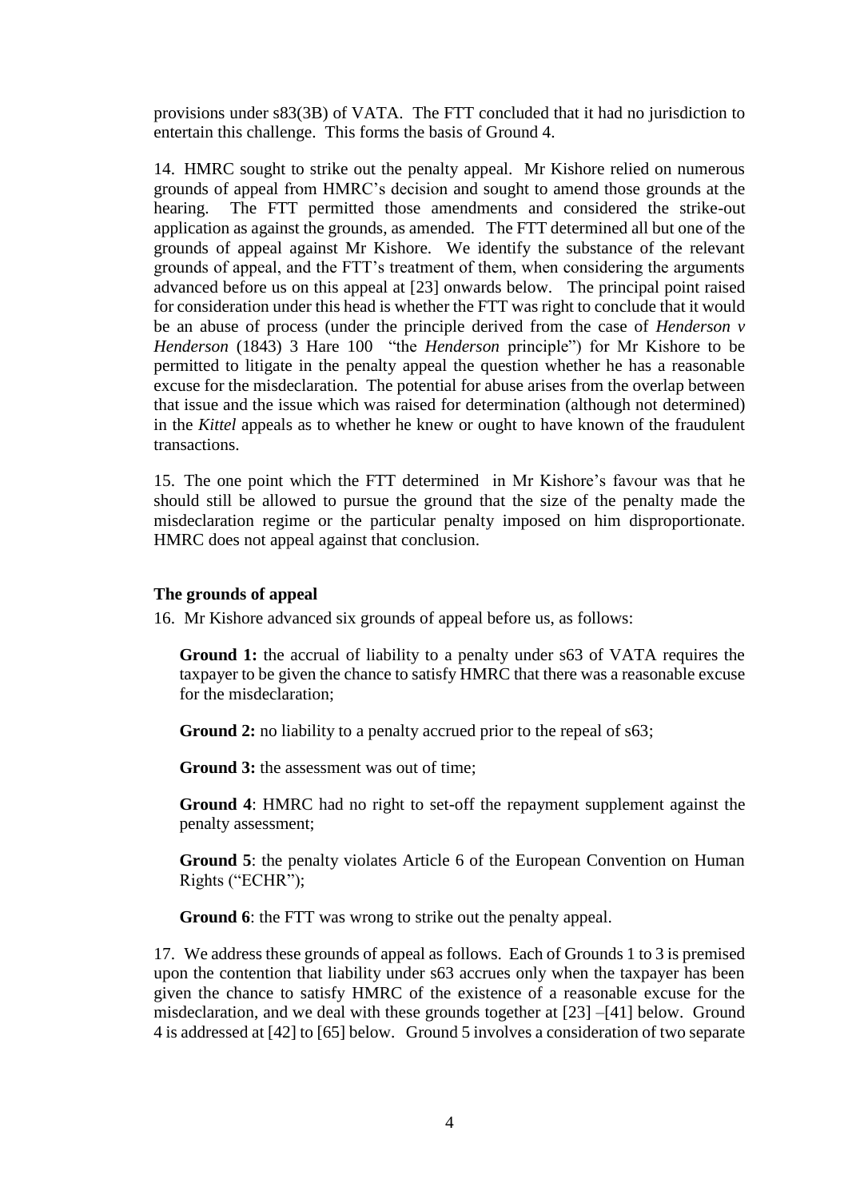provisions under s83(3B) of VATA. The FTT concluded that it had no jurisdiction to entertain this challenge. This forms the basis of Ground 4.

14. HMRC sought to strike out the penalty appeal. Mr Kishore relied on numerous grounds of appeal from HMRC's decision and sought to amend those grounds at the hearing. The FTT permitted those amendments and considered the strike-out application as against the grounds, as amended. The FTT determined all but one of the grounds of appeal against Mr Kishore. We identify the substance of the relevant grounds of appeal, and the FTT's treatment of them, when considering the arguments advanced before us on this appeal at [23] onwards below. The principal point raised for consideration under this head is whether the FTT was right to conclude that it would be an abuse of process (under the principle derived from the case of *Henderson v Henderson* (1843) 3 Hare 100 "the *Henderson* principle") for Mr Kishore to be permitted to litigate in the penalty appeal the question whether he has a reasonable excuse for the misdeclaration. The potential for abuse arises from the overlap between that issue and the issue which was raised for determination (although not determined) in the *Kittel* appeals as to whether he knew or ought to have known of the fraudulent transactions.

15. The one point which the FTT determined in Mr Kishore's favour was that he should still be allowed to pursue the ground that the size of the penalty made the misdeclaration regime or the particular penalty imposed on him disproportionate. HMRC does not appeal against that conclusion.

#### The grounds of appeal

16. Mr Kishore advanced six grounds of appeal before us, as follows:

> **Ground 1:** the accrual of liability to a penalty under s63 of VATA requires the taxpayer to be given the chance to satisfy HMRC that there was a reasonable excuse for the misdeclaration;
>
> **Ground 2:** no liability to a penalty accrued prior to the repeal of s63;
>
> **Ground 3:** the assessment was out of time;
>
> **Ground 4**: HMRC had no right to set-off the repayment supplement against the penalty assessment;
>
> **Ground 5**: the penalty violates Article 6 of the European Convention on Human Rights ("ECHR");
>
> **Ground 6**: the FTT was wrong to strike out the penalty appeal.

17. We address these grounds of appeal as follows. Each of Grounds 1 to 3 is premised upon the contention that liability under s63 accrues only when the taxpayer has been given the chance to satisfy HMRC of the existence of a reasonable excuse for the misdeclaration, and we deal with these grounds together at [23] –[41] below. Ground 4 is addressed at [42] to [65] below. Ground 5 involves a consideration of two separate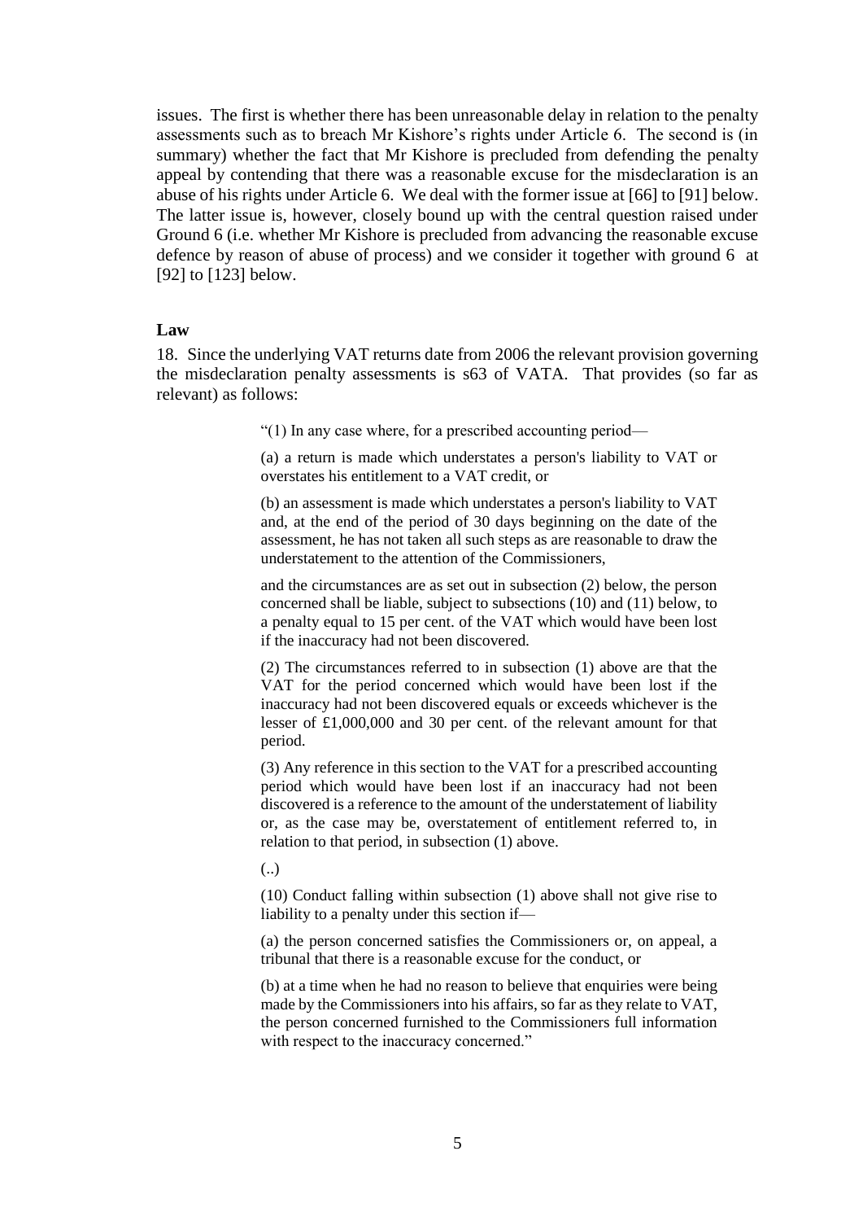issues. The first is whether there has been unreasonable delay in relation to the penalty assessments such as to breach Mr Kishore's rights under Article 6. The second is (in summary) whether the fact that Mr Kishore is precluded from defending the penalty appeal by contending that there was a reasonable excuse for the misdeclaration is an abuse of his rights under Article 6. We deal with the former issue at [66] to [91] below. The latter issue is, however, closely bound up with the central question raised under Ground 6 (i.e. whether Mr Kishore is precluded from advancing the reasonable excuse defence by reason of abuse of process) and we consider it together with ground 6 at [92] to [123] below.

**Law**

18. Since the underlying VAT returns date from 2006 the relevant provision governing the misdeclaration penalty assessments is s63 of VATA. That provides (so far as relevant) as follows:

> "(1) In any case where, for a prescribed accounting period—
>
> (a) a return is made which understates a person's liability to VAT or overstates his entitlement to a VAT credit, or
>
> (b) an assessment is made which understates a person's liability to VAT and, at the end of the period of 30 days beginning on the date of the assessment, he has not taken all such steps as are reasonable to draw the understatement to the attention of the Commissioners,
>
> and the circumstances are as set out in subsection (2) below, the person concerned shall be liable, subject to subsections (10) and (11) below, to a penalty equal to 15 per cent. of the VAT which would have been lost if the inaccuracy had not been discovered.
>
> (2) The circumstances referred to in subsection (1) above are that the VAT for the period concerned which would have been lost if the inaccuracy had not been discovered equals or exceeds whichever is the lesser of £1,000,000 and 30 per cent. of the relevant amount for that period.
>
> (3) Any reference in this section to the VAT for a prescribed accounting period which would have been lost if an inaccuracy had not been discovered is a reference to the amount of the understatement of liability or, as the case may be, overstatement of entitlement referred to, in relation to that period, in subsection (1) above.
>
> (..)
>
> (10) Conduct falling within subsection (1) above shall not give rise to liability to a penalty under this section if—
>
> (a) the person concerned satisfies the Commissioners or, on appeal, a tribunal that there is a reasonable excuse for the conduct, or
>
> (b) at a time when he had no reason to believe that enquiries were being made by the Commissioners into his affairs, so far as they relate to VAT, the person concerned furnished to the Commissioners full information with respect to the inaccuracy concerned."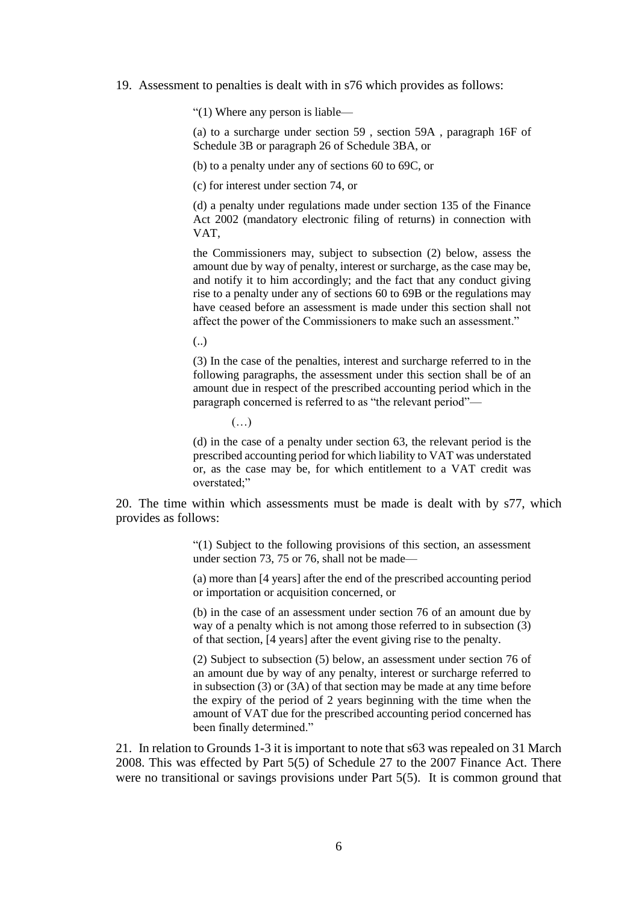19. Assessment to penalties is dealt with in s76 which provides as follows:

> "(1) Where any person is liable—
>
> (a) to a surcharge under section 59 , section 59A , paragraph 16F of Schedule 3B or paragraph 26 of Schedule 3BA, or
>
> (b) to a penalty under any of sections 60 to 69C, or
>
> (c) for interest under section 74, or
>
> (d) a penalty under regulations made under section 135 of the Finance Act 2002 (mandatory electronic filing of returns) in connection with VAT,
>
> the Commissioners may, subject to subsection (2) below, assess the amount due by way of penalty, interest or surcharge, as the case may be, and notify it to him accordingly; and the fact that any conduct giving rise to a penalty under any of sections 60 to 69B or the regulations may have ceased before an assessment is made under this section shall not affect the power of the Commissioners to make such an assessment."
>
> (..)
>
> (3) In the case of the penalties, interest and surcharge referred to in the following paragraphs, the assessment under this section shall be of an amount due in respect of the prescribed accounting period which in the paragraph concerned is referred to as "the relevant period"—
>
> (…)
>
> (d) in the case of a penalty under section 63, the relevant period is the prescribed accounting period for which liability to VAT was understated or, as the case may be, for which entitlement to a VAT credit was overstated;"

20. The time within which assessments must be made is dealt with by s77, which provides as follows:

> "(1) Subject to the following provisions of this section, an assessment under section 73, 75 or 76, shall not be made—
>
> (a) more than [4 years] after the end of the prescribed accounting period or importation or acquisition concerned, or
>
> (b) in the case of an assessment under section 76 of an amount due by way of a penalty which is not among those referred to in subsection (3) of that section, [4 years] after the event giving rise to the penalty.
>
> (2) Subject to subsection (5) below, an assessment under section 76 of an amount due by way of any penalty, interest or surcharge referred to in subsection (3) or (3A) of that section may be made at any time before the expiry of the period of 2 years beginning with the time when the amount of VAT due for the prescribed accounting period concerned has been finally determined."

21. In relation to Grounds 1-3 it is important to note that s63 was repealed on 31 March 2008. This was effected by Part 5(5) of Schedule 27 to the 2007 Finance Act. There were no transitional or savings provisions under Part 5(5). It is common ground that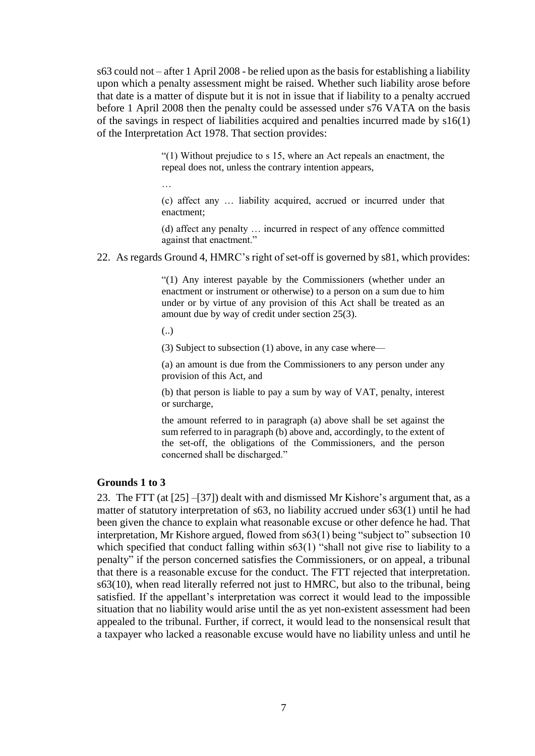s63 could not – after 1 April 2008 - be relied upon as the basis for establishing a liability upon which a penalty assessment might be raised. Whether such liability arose before that date is a matter of dispute but it is not in issue that if liability to a penalty accrued before 1 April 2008 then the penalty could be assessed under s76 VATA on the basis of the savings in respect of liabilities acquired and penalties incurred made by s16(1) of the Interpretation Act 1978. That section provides:

> "(1) Without prejudice to s 15, where an Act repeals an enactment, the repeal does not, unless the contrary intention appears,
>
> …
>
> (c) affect any … liability acquired, accrued or incurred under that enactment;
>
> (d) affect any penalty … incurred in respect of any offence committed against that enactment."

22. As regards Ground 4, HMRC's right of set-off is governed by s81, which provides:

> "(1) Any interest payable by the Commissioners (whether under an enactment or instrument or otherwise) to a person on a sum due to him under or by virtue of any provision of this Act shall be treated as an amount due by way of credit under section 25(3).
>
> (..)
>
> (3) Subject to subsection (1) above, in any case where—
>
> (a) an amount is due from the Commissioners to any person under any provision of this Act, and
>
> (b) that person is liable to pay a sum by way of VAT, penalty, interest or surcharge,
>
> the amount referred to in paragraph (a) above shall be set against the sum referred to in paragraph (b) above and, accordingly, to the extent of the set-off, the obligations of the Commissioners, and the person concerned shall be discharged."

### Grounds 1 to 3

23. The FTT (at [25] –[37]) dealt with and dismissed Mr Kishore's argument that, as a matter of statutory interpretation of s63, no liability accrued under s63(1) until he had been given the chance to explain what reasonable excuse or other defence he had. That interpretation, Mr Kishore argued, flowed from s63(1) being "subject to" subsection 10 which specified that conduct falling within s63(1) "shall not give rise to liability to a penalty" if the person concerned satisfies the Commissioners, or on appeal, a tribunal that there is a reasonable excuse for the conduct. The FTT rejected that interpretation. s63(10), when read literally referred not just to HMRC, but also to the tribunal, being satisfied. If the appellant's interpretation was correct it would lead to the impossible situation that no liability would arise until the as yet non-existent assessment had been appealed to the tribunal. Further, if correct, it would lead to the nonsensical result that a taxpayer who lacked a reasonable excuse would have no liability unless and until he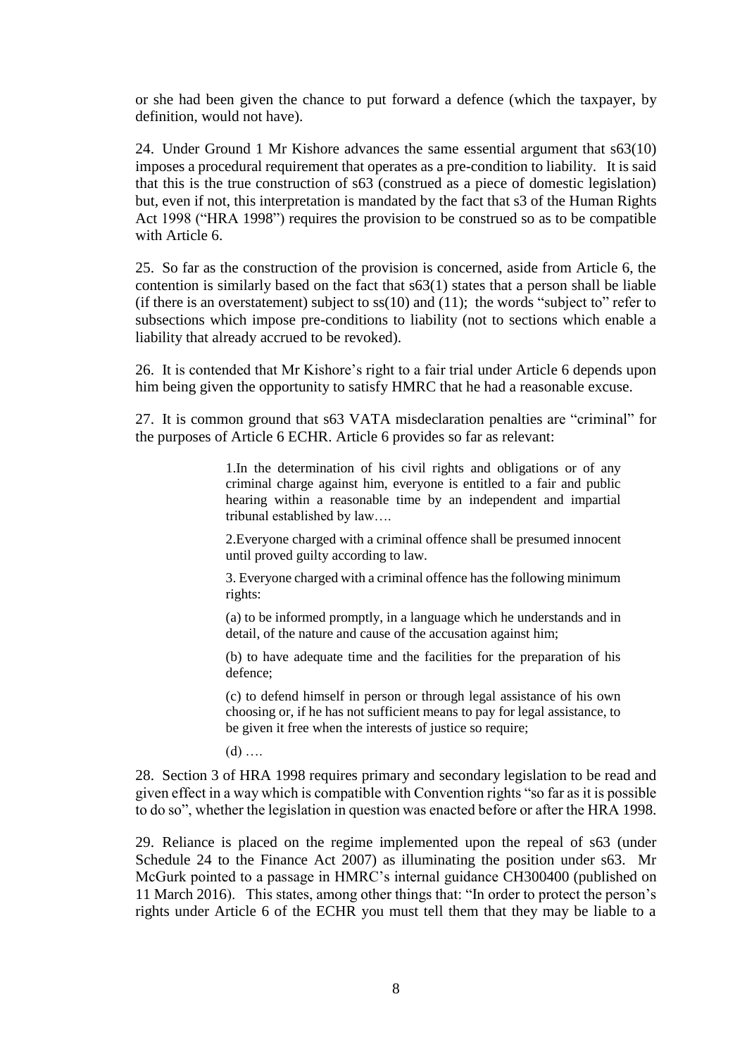or she had been given the chance to put forward a defence (which the taxpayer, by definition, would not have).

24. Under Ground 1 Mr Kishore advances the same essential argument that s63(10) imposes a procedural requirement that operates as a pre-condition to liability. It is said that this is the true construction of s63 (construed as a piece of domestic legislation) but, even if not, this interpretation is mandated by the fact that s3 of the Human Rights Act 1998 ("HRA 1998") requires the provision to be construed so as to be compatible with Article 6.

25. So far as the construction of the provision is concerned, aside from Article 6, the contention is similarly based on the fact that s63(1) states that a person shall be liable (if there is an overstatement) subject to ss(10) and (11); the words "subject to" refer to subsections which impose pre-conditions to liability (not to sections which enable a liability that already accrued to be revoked).

26. It is contended that Mr Kishore's right to a fair trial under Article 6 depends upon him being given the opportunity to satisfy HMRC that he had a reasonable excuse.

27. It is common ground that s63 VATA misdeclaration penalties are "criminal" for the purposes of Article 6 ECHR. Article 6 provides so far as relevant:

> 1.In the determination of his civil rights and obligations or of any criminal charge against him, everyone is entitled to a fair and public hearing within a reasonable time by an independent and impartial tribunal established by law….
>
> 2.Everyone charged with a criminal offence shall be presumed innocent until proved guilty according to law.
>
> 3. Everyone charged with a criminal offence has the following minimum rights:
>
> (a) to be informed promptly, in a language which he understands and in detail, of the nature and cause of the accusation against him;
>
> (b) to have adequate time and the facilities for the preparation of his defence;
>
> (c) to defend himself in person or through legal assistance of his own choosing or, if he has not sufficient means to pay for legal assistance, to be given it free when the interests of justice so require;
>
> (d) ….

28. Section 3 of HRA 1998 requires primary and secondary legislation to be read and given effect in a way which is compatible with Convention rights "so far as it is possible to do so", whether the legislation in question was enacted before or after the HRA 1998.

29. Reliance is placed on the regime implemented upon the repeal of s63 (under Schedule 24 to the Finance Act 2007) as illuminating the position under s63. Mr McGurk pointed to a passage in HMRC's internal guidance CH300400 (published on 11 March 2016). This states, among other things that: "In order to protect the person's rights under Article 6 of the ECHR you must tell them that they may be liable to a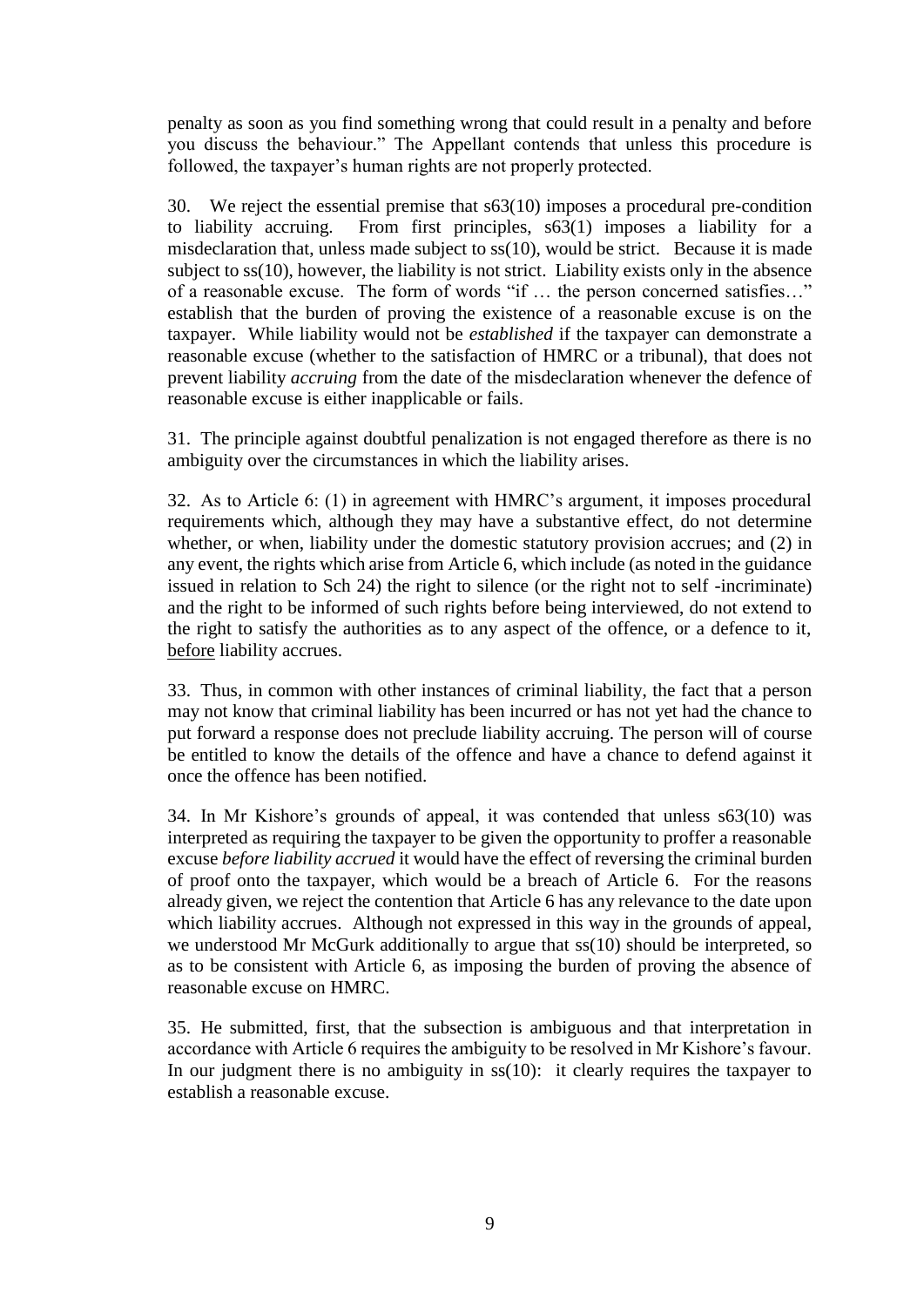penalty as soon as you find something wrong that could result in a penalty and before you discuss the behaviour." The Appellant contends that unless this procedure is followed, the taxpayer's human rights are not properly protected.

30. We reject the essential premise that s63(10) imposes a procedural pre-condition to liability accruing. From first principles, s63(1) imposes a liability for a misdeclaration that, unless made subject to ss(10), would be strict. Because it is made subject to ss(10), however, the liability is not strict. Liability exists only in the absence of a reasonable excuse. The form of words "if … the person concerned satisfies…" establish that the burden of proving the existence of a reasonable excuse is on the taxpayer. While liability would not be *established* if the taxpayer can demonstrate a reasonable excuse (whether to the satisfaction of HMRC or a tribunal), that does not prevent liability *accruing* from the date of the misdeclaration whenever the defence of reasonable excuse is either inapplicable or fails.

31. The principle against doubtful penalization is not engaged therefore as there is no ambiguity over the circumstances in which the liability arises.

32. As to Article 6: (1) in agreement with HMRC's argument, it imposes procedural requirements which, although they may have a substantive effect, do not determine whether, or when, liability under the domestic statutory provision accrues; and (2) in any event, the rights which arise from Article 6, which include (as noted in the guidance issued in relation to Sch 24) the right to silence (or the right not to self -incriminate) and the right to be informed of such rights before being interviewed, do not extend to the right to satisfy the authorities as to any aspect of the offence, or a defence to it, <u>before</u> liability accrues.

33. Thus, in common with other instances of criminal liability, the fact that a person may not know that criminal liability has been incurred or has not yet had the chance to put forward a response does not preclude liability accruing. The person will of course be entitled to know the details of the offence and have a chance to defend against it once the offence has been notified.

34. In Mr Kishore's grounds of appeal, it was contended that unless s63(10) was interpreted as requiring the taxpayer to be given the opportunity to proffer a reasonable excuse *before liability accrued* it would have the effect of reversing the criminal burden of proof onto the taxpayer, which would be a breach of Article 6. For the reasons already given, we reject the contention that Article 6 has any relevance to the date upon which liability accrues. Although not expressed in this way in the grounds of appeal, we understood Mr McGurk additionally to argue that ss(10) should be interpreted, so as to be consistent with Article 6, as imposing the burden of proving the absence of reasonable excuse on HMRC.

35. He submitted, first, that the subsection is ambiguous and that interpretation in accordance with Article 6 requires the ambiguity to be resolved in Mr Kishore's favour. In our judgment there is no ambiguity in ss(10): it clearly requires the taxpayer to establish a reasonable excuse.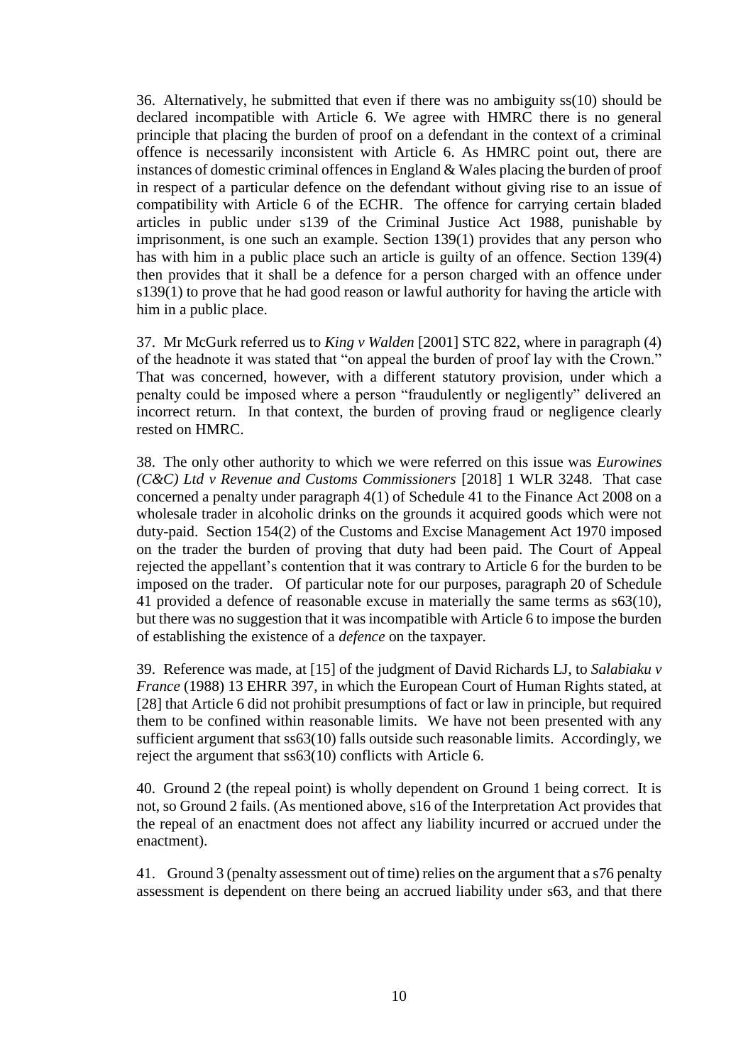36. Alternatively, he submitted that even if there was no ambiguity ss(10) should be declared incompatible with Article 6. We agree with HMRC there is no general principle that placing the burden of proof on a defendant in the context of a criminal offence is necessarily inconsistent with Article 6. As HMRC point out, there are instances of domestic criminal offences in England & Wales placing the burden of proof in respect of a particular defence on the defendant without giving rise to an issue of compatibility with Article 6 of the ECHR. The offence for carrying certain bladed articles in public under s139 of the Criminal Justice Act 1988, punishable by imprisonment, is one such an example. Section 139(1) provides that any person who has with him in a public place such an article is guilty of an offence. Section 139(4) then provides that it shall be a defence for a person charged with an offence under s139(1) to prove that he had good reason or lawful authority for having the article with him in a public place.

37. Mr McGurk referred us to *King v Walden* [2001] STC 822, where in paragraph (4) of the headnote it was stated that "on appeal the burden of proof lay with the Crown." That was concerned, however, with a different statutory provision, under which a penalty could be imposed where a person "fraudulently or negligently" delivered an incorrect return. In that context, the burden of proving fraud or negligence clearly rested on HMRC.

38. The only other authority to which we were referred on this issue was *Eurowines (C&C) Ltd v Revenue and Customs Commissioners* [2018] 1 WLR 3248. That case concerned a penalty under paragraph 4(1) of Schedule 41 to the Finance Act 2008 on a wholesale trader in alcoholic drinks on the grounds it acquired goods which were not duty-paid. Section 154(2) of the Customs and Excise Management Act 1970 imposed on the trader the burden of proving that duty had been paid. The Court of Appeal rejected the appellant's contention that it was contrary to Article 6 for the burden to be imposed on the trader. Of particular note for our purposes, paragraph 20 of Schedule 41 provided a defence of reasonable excuse in materially the same terms as s63(10), but there was no suggestion that it was incompatible with Article 6 to impose the burden of establishing the existence of a *defence* on the taxpayer.

39. Reference was made, at [15] of the judgment of David Richards LJ, to *Salabiaku v France* (1988) 13 EHRR 397, in which the European Court of Human Rights stated, at [28] that Article 6 did not prohibit presumptions of fact or law in principle, but required them to be confined within reasonable limits. We have not been presented with any sufficient argument that ss63(10) falls outside such reasonable limits. Accordingly, we reject the argument that ss63(10) conflicts with Article 6.

40. Ground 2 (the repeal point) is wholly dependent on Ground 1 being correct. It is not, so Ground 2 fails. (As mentioned above, s16 of the Interpretation Act provides that the repeal of an enactment does not affect any liability incurred or accrued under the enactment).

41. Ground 3 (penalty assessment out of time) relies on the argument that a s76 penalty assessment is dependent on there being an accrued liability under s63, and that there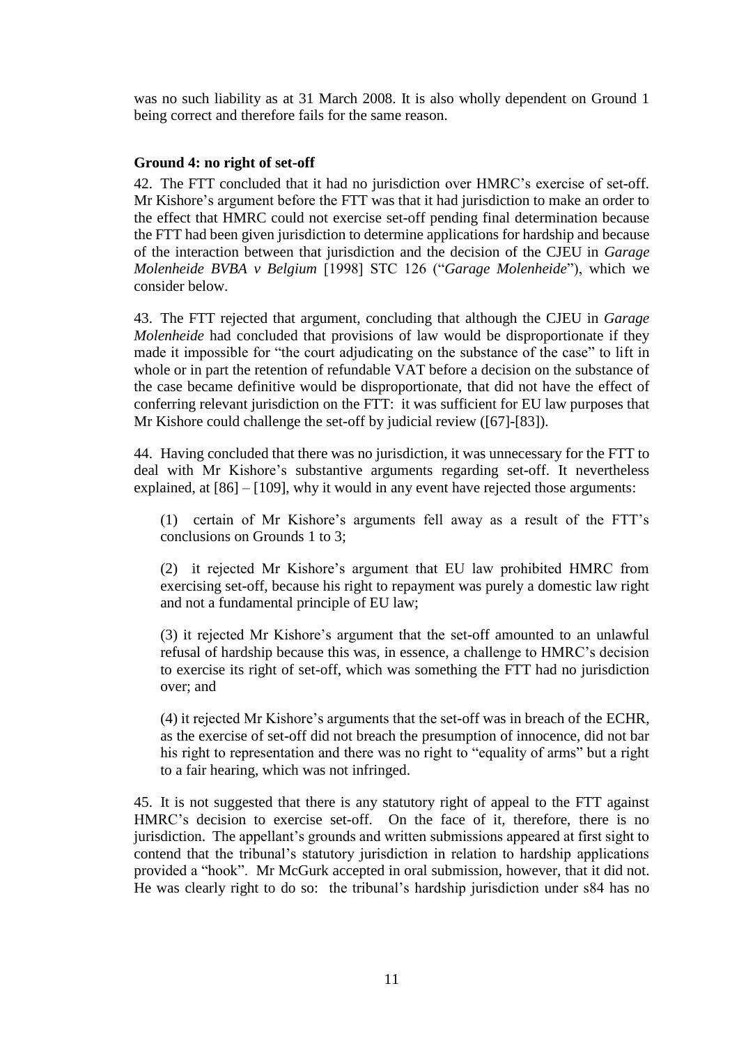was no such liability as at 31 March 2008. It is also wholly dependent on Ground 1 being correct and therefore fails for the same reason.

**Ground 4: no right of set-off**

42. The FTT concluded that it had no jurisdiction over HMRC's exercise of set-off. Mr Kishore's argument before the FTT was that it had jurisdiction to make an order to the effect that HMRC could not exercise set-off pending final determination because the FTT had been given jurisdiction to determine applications for hardship and because of the interaction between that jurisdiction and the decision of the CJEU in *Garage Molenheide BVBA v Belgium* [1998] STC 126 ("*Garage Molenheide*"), which we consider below.

43. The FTT rejected that argument, concluding that although the CJEU in *Garage Molenheide* had concluded that provisions of law would be disproportionate if they made it impossible for "the court adjudicating on the substance of the case" to lift in whole or in part the retention of refundable VAT before a decision on the substance of the case became definitive would be disproportionate, that did not have the effect of conferring relevant jurisdiction on the FTT: it was sufficient for EU law purposes that Mr Kishore could challenge the set-off by judicial review ([67]-[83]).

44. Having concluded that there was no jurisdiction, it was unnecessary for the FTT to deal with Mr Kishore's substantive arguments regarding set-off. It nevertheless explained, at [86] – [109], why it would in any event have rejected those arguments:

(1) certain of Mr Kishore's arguments fell away as a result of the FTT's conclusions on Grounds 1 to 3;

(2) it rejected Mr Kishore's argument that EU law prohibited HMRC from exercising set-off, because his right to repayment was purely a domestic law right and not a fundamental principle of EU law;

(3) it rejected Mr Kishore's argument that the set-off amounted to an unlawful refusal of hardship because this was, in essence, a challenge to HMRC's decision to exercise its right of set-off, which was something the FTT had no jurisdiction over; and

(4) it rejected Mr Kishore's arguments that the set-off was in breach of the ECHR, as the exercise of set-off did not breach the presumption of innocence, did not bar his right to representation and there was no right to "equality of arms" but a right to a fair hearing, which was not infringed.

45. It is not suggested that there is any statutory right of appeal to the FTT against HMRC's decision to exercise set-off. On the face of it, therefore, there is no jurisdiction. The appellant's grounds and written submissions appeared at first sight to contend that the tribunal's statutory jurisdiction in relation to hardship applications provided a "hook". Mr McGurk accepted in oral submission, however, that it did not. He was clearly right to do so: the tribunal's hardship jurisdiction under s84 has no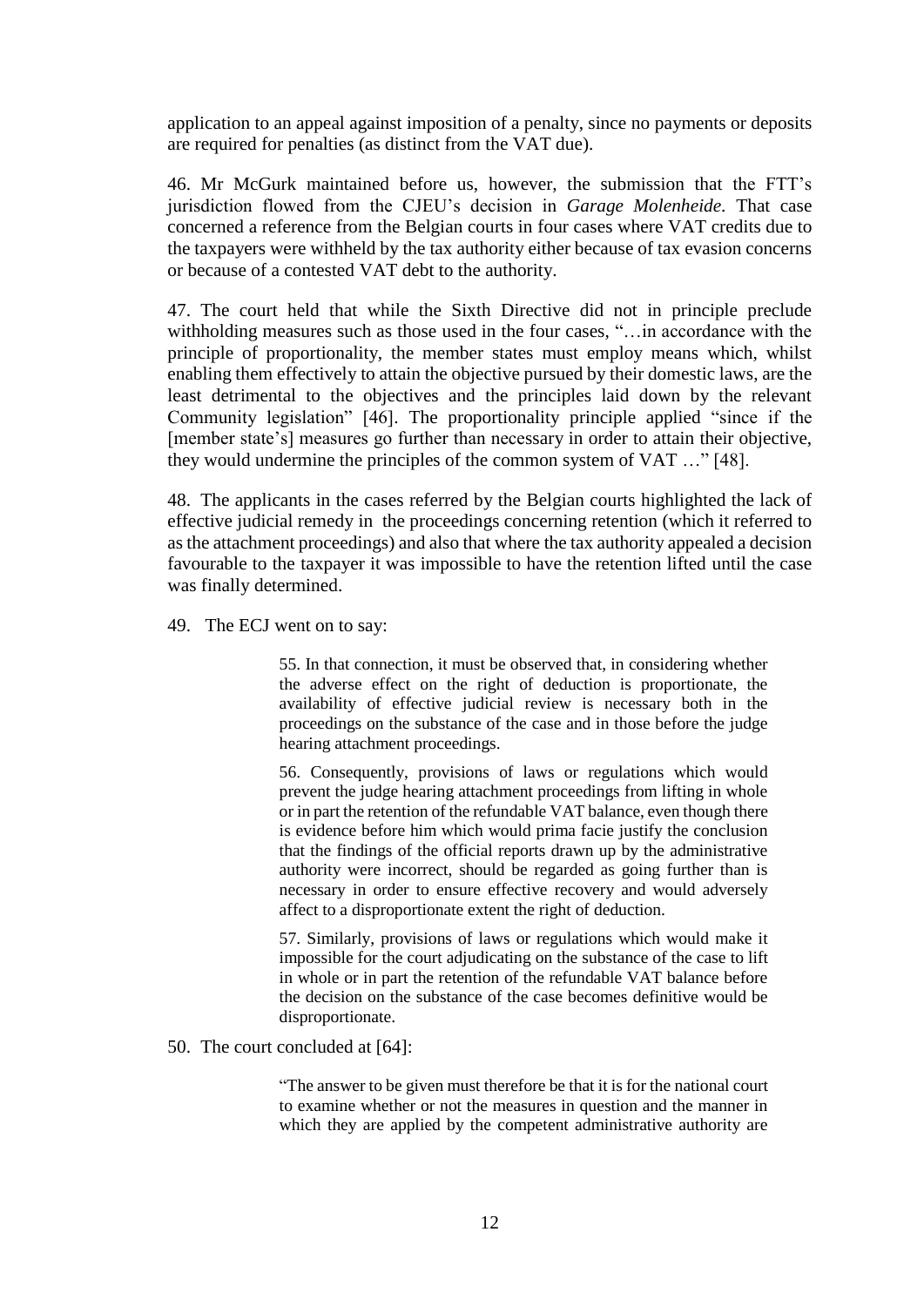application to an appeal against imposition of a penalty, since no payments or deposits are required for penalties (as distinct from the VAT due).

46. Mr McGurk maintained before us, however, the submission that the FTT's jurisdiction flowed from the CJEU's decision in *Garage Molenheide*. That case concerned a reference from the Belgian courts in four cases where VAT credits due to the taxpayers were withheld by the tax authority either because of tax evasion concerns or because of a contested VAT debt to the authority.

47. The court held that while the Sixth Directive did not in principle preclude withholding measures such as those used in the four cases, "…in accordance with the principle of proportionality, the member states must employ means which, whilst enabling them effectively to attain the objective pursued by their domestic laws, are the least detrimental to the objectives and the principles laid down by the relevant Community legislation" [46]. The proportionality principle applied "since if the [member state's] measures go further than necessary in order to attain their objective, they would undermine the principles of the common system of VAT …" [48].

48. The applicants in the cases referred by the Belgian courts highlighted the lack of effective judicial remedy in the proceedings concerning retention (which it referred to as the attachment proceedings) and also that where the tax authority appealed a decision favourable to the taxpayer it was impossible to have the retention lifted until the case was finally determined.

49. The ECJ went on to say:

> 55. In that connection, it must be observed that, in considering whether the adverse effect on the right of deduction is proportionate, the availability of effective judicial review is necessary both in the proceedings on the substance of the case and in those before the judge hearing attachment proceedings.
>
> 56. Consequently, provisions of laws or regulations which would prevent the judge hearing attachment proceedings from lifting in whole or in part the retention of the refundable VAT balance, even though there is evidence before him which would prima facie justify the conclusion that the findings of the official reports drawn up by the administrative authority were incorrect, should be regarded as going further than is necessary in order to ensure effective recovery and would adversely affect to a disproportionate extent the right of deduction.
>
> 57. Similarly, provisions of laws or regulations which would make it impossible for the court adjudicating on the substance of the case to lift in whole or in part the retention of the refundable VAT balance before the decision on the substance of the case becomes definitive would be disproportionate.

50. The court concluded at [64]:

> "The answer to be given must therefore be that it is for the national court to examine whether or not the measures in question and the manner in which they are applied by the competent administrative authority are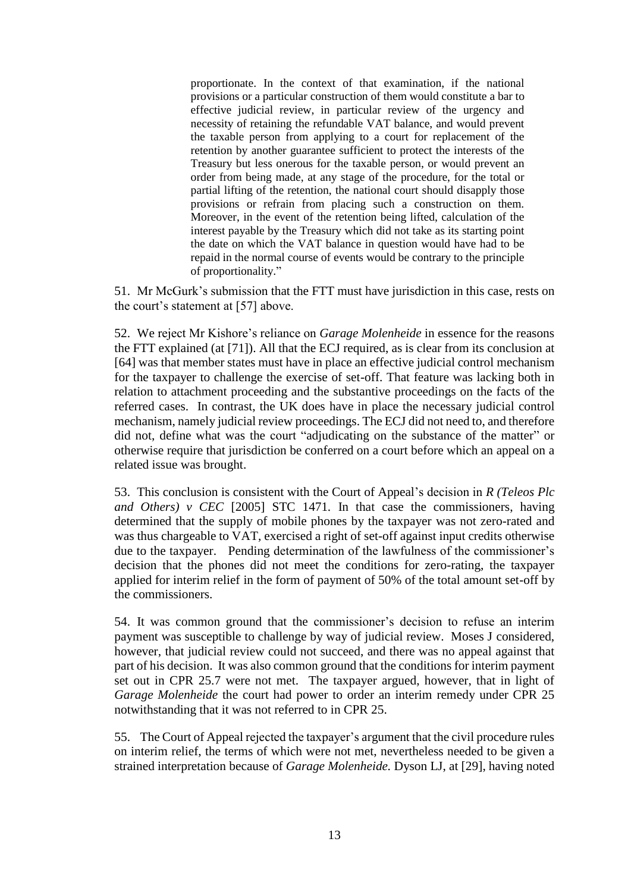> proportionate. In the context of that examination, if the national provisions or a particular construction of them would constitute a bar to effective judicial review, in particular review of the urgency and necessity of retaining the refundable VAT balance, and would prevent the taxable person from applying to a court for replacement of the retention by another guarantee sufficient to protect the interests of the Treasury but less onerous for the taxable person, or would prevent an order from being made, at any stage of the procedure, for the total or partial lifting of the retention, the national court should disapply those provisions or refrain from placing such a construction on them. Moreover, in the event of the retention being lifted, calculation of the interest payable by the Treasury which did not take as its starting point the date on which the VAT balance in question would have had to be repaid in the normal course of events would be contrary to the principle of proportionality."

51. Mr McGurk's submission that the FTT must have jurisdiction in this case, rests on the court's statement at [57] above.

52. We reject Mr Kishore's reliance on *Garage Molenheide* in essence for the reasons the FTT explained (at [71]). All that the ECJ required, as is clear from its conclusion at [64] was that member states must have in place an effective judicial control mechanism for the taxpayer to challenge the exercise of set-off. That feature was lacking both in relation to attachment proceeding and the substantive proceedings on the facts of the referred cases. In contrast, the UK does have in place the necessary judicial control mechanism, namely judicial review proceedings. The ECJ did not need to, and therefore did not, define what was the court "adjudicating on the substance of the matter" or otherwise require that jurisdiction be conferred on a court before which an appeal on a related issue was brought.

53. This conclusion is consistent with the Court of Appeal's decision in *R (Teleos Plc and Others) v CEC* [2005] STC 1471. In that case the commissioners, having determined that the supply of mobile phones by the taxpayer was not zero-rated and was thus chargeable to VAT, exercised a right of set-off against input credits otherwise due to the taxpayer. Pending determination of the lawfulness of the commissioner's decision that the phones did not meet the conditions for zero-rating, the taxpayer applied for interim relief in the form of payment of 50% of the total amount set-off by the commissioners.

54. It was common ground that the commissioner's decision to refuse an interim payment was susceptible to challenge by way of judicial review. Moses J considered, however, that judicial review could not succeed, and there was no appeal against that part of his decision. It was also common ground that the conditions for interim payment set out in CPR 25.7 were not met. The taxpayer argued, however, that in light of *Garage Molenheide* the court had power to order an interim remedy under CPR 25 notwithstanding that it was not referred to in CPR 25.

55. The Court of Appeal rejected the taxpayer's argument that the civil procedure rules on interim relief, the terms of which were not met, nevertheless needed to be given a strained interpretation because of *Garage Molenheide.* Dyson LJ, at [29], having noted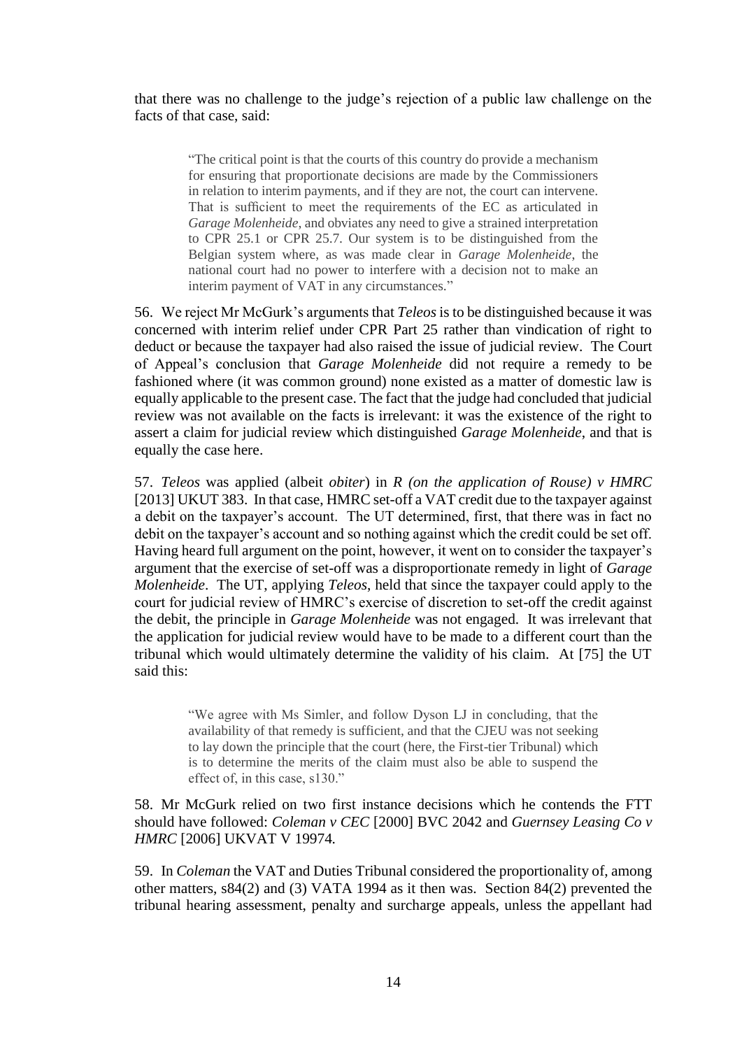that there was no challenge to the judge's rejection of a public law challenge on the facts of that case, said:

> "The critical point is that the courts of this country do provide a mechanism for ensuring that proportionate decisions are made by the Commissioners in relation to interim payments, and if they are not, the court can intervene. That is sufficient to meet the requirements of the EC as articulated in *Garage Molenheide*, and obviates any need to give a strained interpretation to CPR 25.1 or CPR 25.7. Our system is to be distinguished from the Belgian system where, as was made clear in *Garage Molenheide*, the national court had no power to interfere with a decision not to make an interim payment of VAT in any circumstances."

56. We reject Mr McGurk's arguments that *Teleos* is to be distinguished because it was concerned with interim relief under CPR Part 25 rather than vindication of right to deduct or because the taxpayer had also raised the issue of judicial review. The Court of Appeal's conclusion that *Garage Molenheide* did not require a remedy to be fashioned where (it was common ground) none existed as a matter of domestic law is equally applicable to the present case. The fact that the judge had concluded that judicial review was not available on the facts is irrelevant: it was the existence of the right to assert a claim for judicial review which distinguished *Garage Molenheide*, and that is equally the case here.

57. *Teleos* was applied (albeit *obiter*) in *R (on the application of Rouse) v HMRC* [2013] UKUT 383. In that case, HMRC set-off a VAT credit due to the taxpayer against a debit on the taxpayer's account. The UT determined, first, that there was in fact no debit on the taxpayer's account and so nothing against which the credit could be set off. Having heard full argument on the point, however, it went on to consider the taxpayer's argument that the exercise of set-off was a disproportionate remedy in light of *Garage Molenheide*. The UT, applying *Teleos*, held that since the taxpayer could apply to the court for judicial review of HMRC's exercise of discretion to set-off the credit against the debit, the principle in *Garage Molenheide* was not engaged. It was irrelevant that the application for judicial review would have to be made to a different court than the tribunal which would ultimately determine the validity of his claim. At [75] the UT said this:

> "We agree with Ms Simler, and follow Dyson LJ in concluding, that the availability of that remedy is sufficient, and that the CJEU was not seeking to lay down the principle that the court (here, the First-tier Tribunal) which is to determine the merits of the claim must also be able to suspend the effect of, in this case, s130."

58. Mr McGurk relied on two first instance decisions which he contends the FTT should have followed: *Coleman v CEC* [2000] BVC 2042 and *Guernsey Leasing Co v HMRC* [2006] UKVAT V 19974.

59. In *Coleman* the VAT and Duties Tribunal considered the proportionality of, among other matters, s84(2) and (3) VATA 1994 as it then was. Section 84(2) prevented the tribunal hearing assessment, penalty and surcharge appeals, unless the appellant had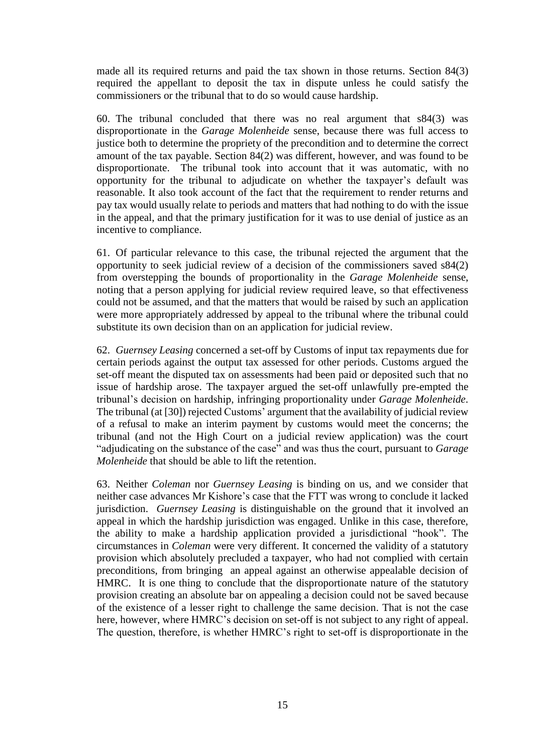made all its required returns and paid the tax shown in those returns. Section 84(3) required the appellant to deposit the tax in dispute unless he could satisfy the commissioners or the tribunal that to do so would cause hardship.

60. The tribunal concluded that there was no real argument that s84(3) was disproportionate in the *Garage Molenheide* sense, because there was full access to justice both to determine the propriety of the precondition and to determine the correct amount of the tax payable. Section 84(2) was different, however, and was found to be disproportionate. The tribunal took into account that it was automatic, with no opportunity for the tribunal to adjudicate on whether the taxpayer's default was reasonable. It also took account of the fact that the requirement to render returns and pay tax would usually relate to periods and matters that had nothing to do with the issue in the appeal, and that the primary justification for it was to use denial of justice as an incentive to compliance.

61. Of particular relevance to this case, the tribunal rejected the argument that the opportunity to seek judicial review of a decision of the commissioners saved s84(2) from overstepping the bounds of proportionality in the *Garage Molenheide* sense, noting that a person applying for judicial review required leave, so that effectiveness could not be assumed, and that the matters that would be raised by such an application were more appropriately addressed by appeal to the tribunal where the tribunal could substitute its own decision than on an application for judicial review.

62. *Guernsey Leasing* concerned a set-off by Customs of input tax repayments due for certain periods against the output tax assessed for other periods. Customs argued the set-off meant the disputed tax on assessments had been paid or deposited such that no issue of hardship arose. The taxpayer argued the set-off unlawfully pre-empted the tribunal's decision on hardship, infringing proportionality under *Garage Molenheide*. The tribunal (at [30]) rejected Customs' argument that the availability of judicial review of a refusal to make an interim payment by customs would meet the concerns; the tribunal (and not the High Court on a judicial review application) was the court "adjudicating on the substance of the case" and was thus the court, pursuant to *Garage Molenheide* that should be able to lift the retention.

63. Neither *Coleman* nor *Guernsey Leasing* is binding on us, and we consider that neither case advances Mr Kishore's case that the FTT was wrong to conclude it lacked jurisdiction. *Guernsey Leasing* is distinguishable on the ground that it involved an appeal in which the hardship jurisdiction was engaged. Unlike in this case, therefore, the ability to make a hardship application provided a jurisdictional "hook". The circumstances in *Coleman* were very different. It concerned the validity of a statutory provision which absolutely precluded a taxpayer, who had not complied with certain preconditions, from bringing an appeal against an otherwise appealable decision of HMRC. It is one thing to conclude that the disproportionate nature of the statutory provision creating an absolute bar on appealing a decision could not be saved because of the existence of a lesser right to challenge the same decision. That is not the case here, however, where HMRC's decision on set-off is not subject to any right of appeal. The question, therefore, is whether HMRC's right to set-off is disproportionate in the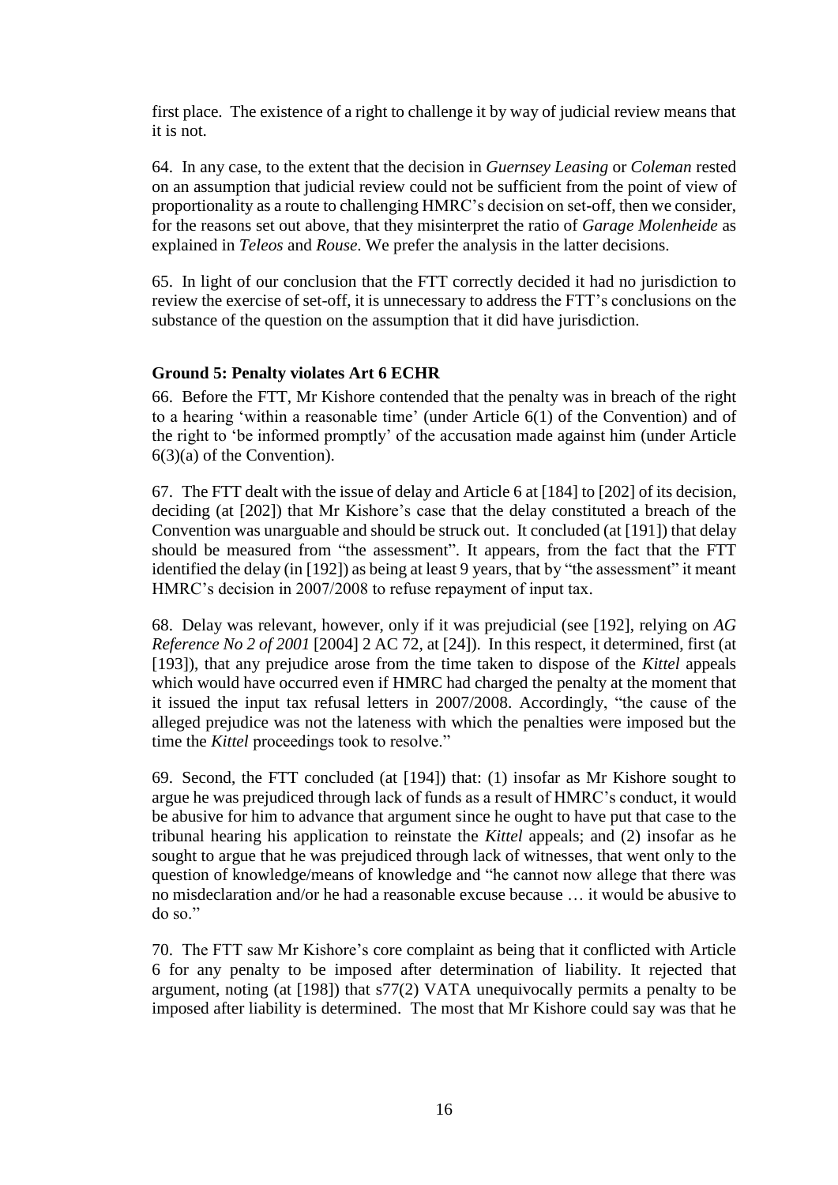first place. The existence of a right to challenge it by way of judicial review means that it is not.

64. In any case, to the extent that the decision in *Guernsey Leasing* or *Coleman* rested on an assumption that judicial review could not be sufficient from the point of view of proportionality as a route to challenging HMRC's decision on set-off, then we consider, for the reasons set out above, that they misinterpret the ratio of *Garage Molenheide* as explained in *Teleos* and *Rouse.* We prefer the analysis in the latter decisions.

65. In light of our conclusion that the FTT correctly decided it had no jurisdiction to review the exercise of set-off, it is unnecessary to address the FTT's conclusions on the substance of the question on the assumption that it did have jurisdiction.

### Ground 5: Penalty violates Art 6 ECHR

66. Before the FTT, Mr Kishore contended that the penalty was in breach of the right to a hearing 'within a reasonable time' (under Article 6(1) of the Convention) and of the right to 'be informed promptly' of the accusation made against him (under Article 6(3)(a) of the Convention).

67. The FTT dealt with the issue of delay and Article 6 at [184] to [202] of its decision, deciding (at [202]) that Mr Kishore's case that the delay constituted a breach of the Convention was unarguable and should be struck out. It concluded (at [191]) that delay should be measured from "the assessment". It appears, from the fact that the FTT identified the delay (in [192]) as being at least 9 years, that by "the assessment" it meant HMRC's decision in 2007/2008 to refuse repayment of input tax.

68. Delay was relevant, however, only if it was prejudicial (see [192], relying on *AG Reference No 2 of 2001* [2004] 2 AC 72, at [24]). In this respect, it determined, first (at [193]), that any prejudice arose from the time taken to dispose of the *Kittel* appeals which would have occurred even if HMRC had charged the penalty at the moment that it issued the input tax refusal letters in 2007/2008. Accordingly, "the cause of the alleged prejudice was not the lateness with which the penalties were imposed but the time the *Kittel* proceedings took to resolve."

69. Second, the FTT concluded (at [194]) that: (1) insofar as Mr Kishore sought to argue he was prejudiced through lack of funds as a result of HMRC's conduct, it would be abusive for him to advance that argument since he ought to have put that case to the tribunal hearing his application to reinstate the *Kittel* appeals; and (2) insofar as he sought to argue that he was prejudiced through lack of witnesses, that went only to the question of knowledge/means of knowledge and "he cannot now allege that there was no misdeclaration and/or he had a reasonable excuse because … it would be abusive to do so."

70. The FTT saw Mr Kishore's core complaint as being that it conflicted with Article 6 for any penalty to be imposed after determination of liability. It rejected that argument, noting (at [198]) that s77(2) VATA unequivocally permits a penalty to be imposed after liability is determined. The most that Mr Kishore could say was that he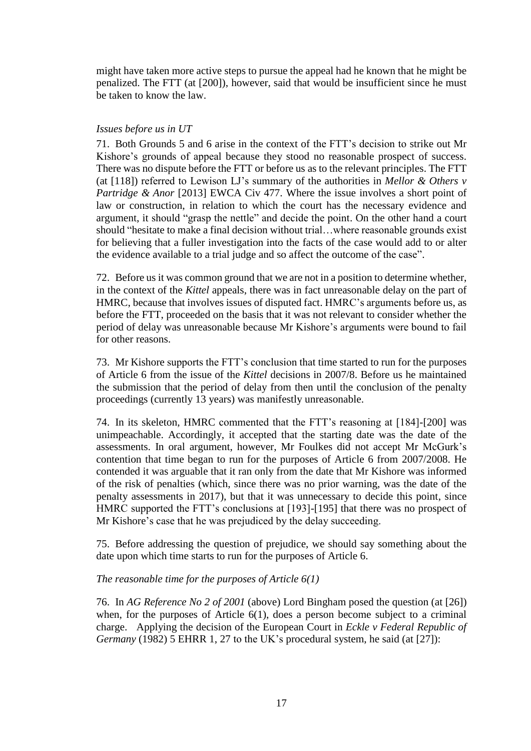might have taken more active steps to pursue the appeal had he known that he might be penalized. The FTT (at [200]), however, said that would be insufficient since he must be taken to know the law.

*Issues before us in UT*

71. Both Grounds 5 and 6 arise in the context of the FTT's decision to strike out Mr Kishore's grounds of appeal because they stood no reasonable prospect of success. There was no dispute before the FTT or before us as to the relevant principles. The FTT (at [118]) referred to Lewison LJ's summary of the authorities in *Mellor & Others v Partridge & Anor* [2013] EWCA Civ 477. Where the issue involves a short point of law or construction, in relation to which the court has the necessary evidence and argument, it should "grasp the nettle" and decide the point. On the other hand a court should "hesitate to make a final decision without trial…where reasonable grounds exist for believing that a fuller investigation into the facts of the case would add to or alter the evidence available to a trial judge and so affect the outcome of the case".

72. Before us it was common ground that we are not in a position to determine whether, in the context of the *Kittel* appeals, there was in fact unreasonable delay on the part of HMRC, because that involves issues of disputed fact. HMRC's arguments before us, as before the FTT, proceeded on the basis that it was not relevant to consider whether the period of delay was unreasonable because Mr Kishore's arguments were bound to fail for other reasons.

73. Mr Kishore supports the FTT's conclusion that time started to run for the purposes of Article 6 from the issue of the *Kittel* decisions in 2007/8. Before us he maintained the submission that the period of delay from then until the conclusion of the penalty proceedings (currently 13 years) was manifestly unreasonable.

74. In its skeleton, HMRC commented that the FTT's reasoning at [184]-[200] was unimpeachable. Accordingly, it accepted that the starting date was the date of the assessments. In oral argument, however, Mr Foulkes did not accept Mr McGurk's contention that time began to run for the purposes of Article 6 from 2007/2008. He contended it was arguable that it ran only from the date that Mr Kishore was informed of the risk of penalties (which, since there was no prior warning, was the date of the penalty assessments in 2017), but that it was unnecessary to decide this point, since HMRC supported the FTT's conclusions at [193]-[195] that there was no prospect of Mr Kishore's case that he was prejudiced by the delay succeeding.

75. Before addressing the question of prejudice, we should say something about the date upon which time starts to run for the purposes of Article 6.

*The reasonable time for the purposes of Article 6(1)*

76. In *AG Reference No 2 of 2001* (above) Lord Bingham posed the question (at [26]) when, for the purposes of Article 6(1), does a person become subject to a criminal charge. Applying the decision of the European Court in *Eckle v Federal Republic of Germany* (1982) 5 EHRR 1, 27 to the UK's procedural system, he said (at [27]):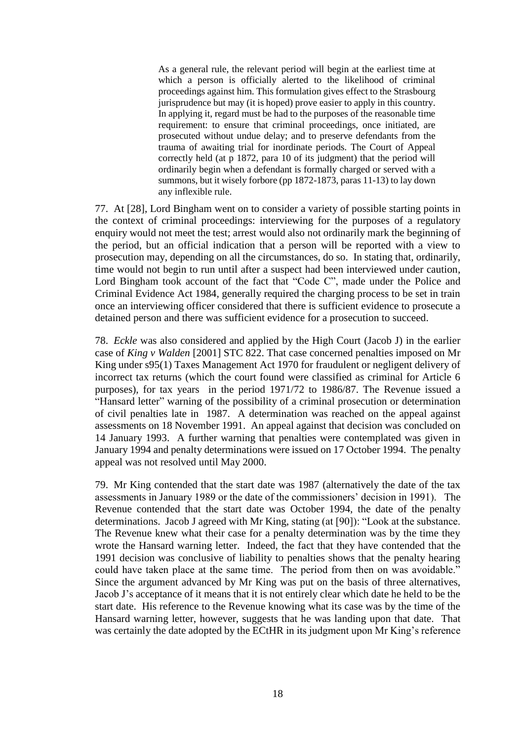> As a general rule, the relevant period will begin at the earliest time at which a person is officially alerted to the likelihood of criminal proceedings against him. This formulation gives effect to the Strasbourg jurisprudence but may (it is hoped) prove easier to apply in this country. In applying it, regard must be had to the purposes of the reasonable time requirement: to ensure that criminal proceedings, once initiated, are prosecuted without undue delay; and to preserve defendants from the trauma of awaiting trial for inordinate periods. The Court of Appeal correctly held (at p 1872, para 10 of its judgment) that the period will ordinarily begin when a defendant is formally charged or served with a summons, but it wisely forbore (pp 1872-1873, paras 11-13) to lay down any inflexible rule.

77. At [28], Lord Bingham went on to consider a variety of possible starting points in the context of criminal proceedings: interviewing for the purposes of a regulatory enquiry would not meet the test; arrest would also not ordinarily mark the beginning of the period, but an official indication that a person will be reported with a view to prosecution may, depending on all the circumstances, do so. In stating that, ordinarily, time would not begin to run until after a suspect had been interviewed under caution, Lord Bingham took account of the fact that "Code C", made under the Police and Criminal Evidence Act 1984, generally required the charging process to be set in train once an interviewing officer considered that there is sufficient evidence to prosecute a detained person and there was sufficient evidence for a prosecution to succeed.

78. *Eckle* was also considered and applied by the High Court (Jacob J) in the earlier case of *King v Walden* [2001] STC 822. That case concerned penalties imposed on Mr King under s95(1) Taxes Management Act 1970 for fraudulent or negligent delivery of incorrect tax returns (which the court found were classified as criminal for Article 6 purposes), for tax years in the period 1971/72 to 1986/87. The Revenue issued a "Hansard letter" warning of the possibility of a criminal prosecution or determination of civil penalties late in 1987. A determination was reached on the appeal against assessments on 18 November 1991. An appeal against that decision was concluded on 14 January 1993. A further warning that penalties were contemplated was given in January 1994 and penalty determinations were issued on 17 October 1994. The penalty appeal was not resolved until May 2000.

79. Mr King contended that the start date was 1987 (alternatively the date of the tax assessments in January 1989 or the date of the commissioners' decision in 1991). The Revenue contended that the start date was October 1994, the date of the penalty determinations. Jacob J agreed with Mr King, stating (at [90]): "Look at the substance. The Revenue knew what their case for a penalty determination was by the time they wrote the Hansard warning letter. Indeed, the fact that they have contended that the 1991 decision was conclusive of liability to penalties shows that the penalty hearing could have taken place at the same time. The period from then on was avoidable." Since the argument advanced by Mr King was put on the basis of three alternatives, Jacob J's acceptance of it means that it is not entirely clear which date he held to be the start date. His reference to the Revenue knowing what its case was by the time of the Hansard warning letter, however, suggests that he was landing upon that date. That was certainly the date adopted by the ECtHR in its judgment upon Mr King's reference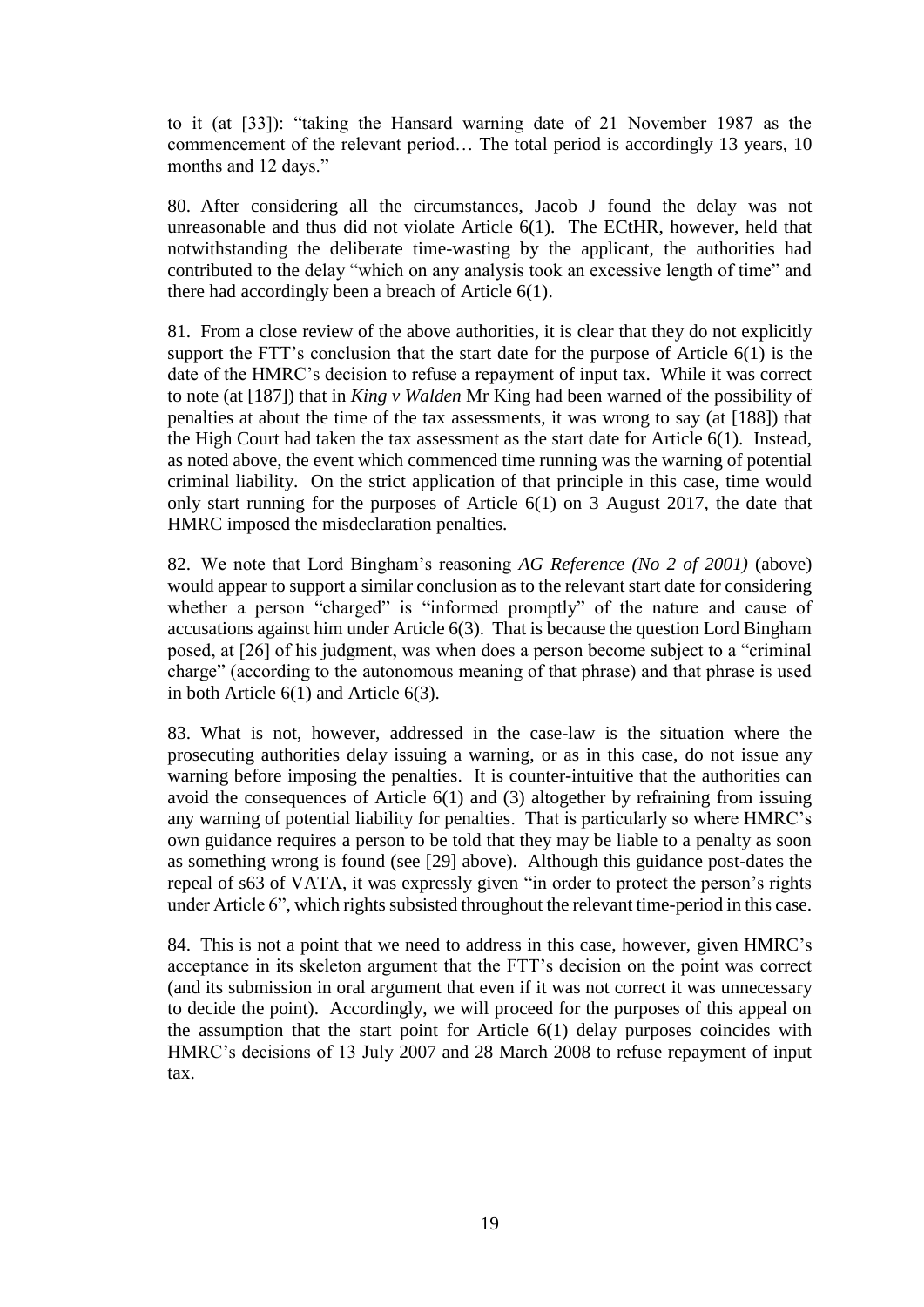to it (at [33]): "taking the Hansard warning date of 21 November 1987 as the commencement of the relevant period… The total period is accordingly 13 years, 10 months and 12 days."

80. After considering all the circumstances, Jacob J found the delay was not unreasonable and thus did not violate Article 6(1). The ECtHR, however, held that notwithstanding the deliberate time-wasting by the applicant, the authorities had contributed to the delay "which on any analysis took an excessive length of time" and there had accordingly been a breach of Article 6(1).

81. From a close review of the above authorities, it is clear that they do not explicitly support the FTT's conclusion that the start date for the purpose of Article 6(1) is the date of the HMRC's decision to refuse a repayment of input tax. While it was correct to note (at [187]) that in *King v Walden* Mr King had been warned of the possibility of penalties at about the time of the tax assessments, it was wrong to say (at [188]) that the High Court had taken the tax assessment as the start date for Article 6(1). Instead, as noted above, the event which commenced time running was the warning of potential criminal liability. On the strict application of that principle in this case, time would only start running for the purposes of Article 6(1) on 3 August 2017, the date that HMRC imposed the misdeclaration penalties.

82. We note that Lord Bingham's reasoning *AG Reference (No 2 of 2001)* (above) would appear to support a similar conclusion as to the relevant start date for considering whether a person "charged" is "informed promptly" of the nature and cause of accusations against him under Article 6(3). That is because the question Lord Bingham posed, at [26] of his judgment, was when does a person become subject to a "criminal charge" (according to the autonomous meaning of that phrase) and that phrase is used in both Article 6(1) and Article 6(3).

83. What is not, however, addressed in the case-law is the situation where the prosecuting authorities delay issuing a warning, or as in this case, do not issue any warning before imposing the penalties. It is counter-intuitive that the authorities can avoid the consequences of Article 6(1) and (3) altogether by refraining from issuing any warning of potential liability for penalties. That is particularly so where HMRC's own guidance requires a person to be told that they may be liable to a penalty as soon as something wrong is found (see [29] above). Although this guidance post-dates the repeal of s63 of VATA, it was expressly given "in order to protect the person's rights under Article 6", which rights subsisted throughout the relevant time-period in this case.

84. This is not a point that we need to address in this case, however, given HMRC's acceptance in its skeleton argument that the FTT's decision on the point was correct (and its submission in oral argument that even if it was not correct it was unnecessary to decide the point). Accordingly, we will proceed for the purposes of this appeal on the assumption that the start point for Article 6(1) delay purposes coincides with HMRC's decisions of 13 July 2007 and 28 March 2008 to refuse repayment of input tax.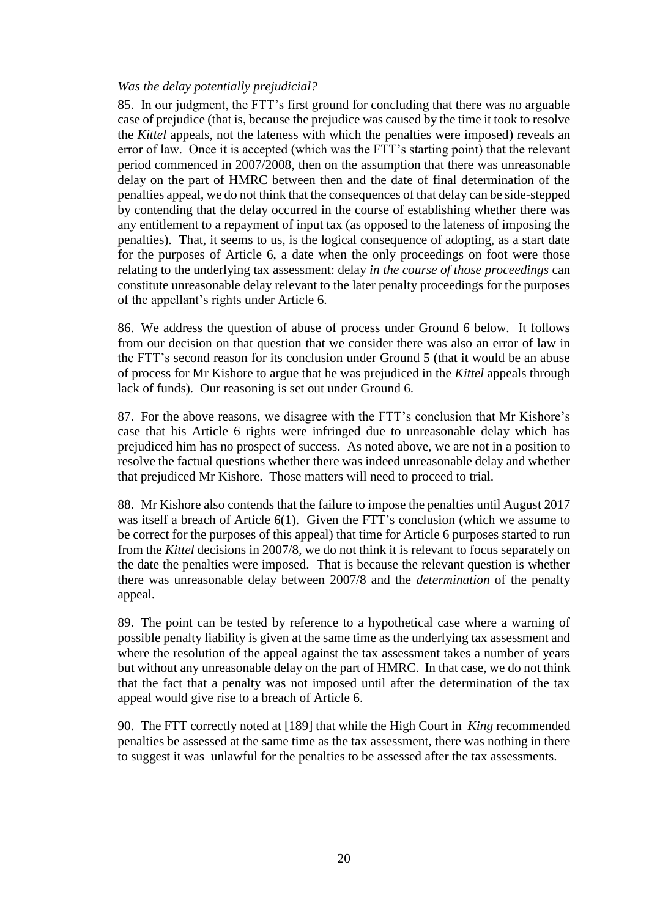*Was the delay potentially prejudicial?*

85. In our judgment, the FTT's first ground for concluding that there was no arguable case of prejudice (that is, because the prejudice was caused by the time it took to resolve the *Kittel* appeals, not the lateness with which the penalties were imposed) reveals an error of law. Once it is accepted (which was the FTT's starting point) that the relevant period commenced in 2007/2008, then on the assumption that there was unreasonable delay on the part of HMRC between then and the date of final determination of the penalties appeal, we do not think that the consequences of that delay can be side-stepped by contending that the delay occurred in the course of establishing whether there was any entitlement to a repayment of input tax (as opposed to the lateness of imposing the penalties). That, it seems to us, is the logical consequence of adopting, as a start date for the purposes of Article 6, a date when the only proceedings on foot were those relating to the underlying tax assessment: delay *in the course of those proceedings* can constitute unreasonable delay relevant to the later penalty proceedings for the purposes of the appellant's rights under Article 6.

86. We address the question of abuse of process under Ground 6 below. It follows from our decision on that question that we consider there was also an error of law in the FTT's second reason for its conclusion under Ground 5 (that it would be an abuse of process for Mr Kishore to argue that he was prejudiced in the *Kittel* appeals through lack of funds). Our reasoning is set out under Ground 6.

87. For the above reasons, we disagree with the FTT's conclusion that Mr Kishore's case that his Article 6 rights were infringed due to unreasonable delay which has prejudiced him has no prospect of success. As noted above, we are not in a position to resolve the factual questions whether there was indeed unreasonable delay and whether that prejudiced Mr Kishore. Those matters will need to proceed to trial.

88. Mr Kishore also contends that the failure to impose the penalties until August 2017 was itself a breach of Article 6(1). Given the FTT's conclusion (which we assume to be correct for the purposes of this appeal) that time for Article 6 purposes started to run from the *Kittel* decisions in 2007/8, we do not think it is relevant to focus separately on the date the penalties were imposed. That is because the relevant question is whether there was unreasonable delay between 2007/8 and the *determination* of the penalty appeal.

89. The point can be tested by reference to a hypothetical case where a warning of possible penalty liability is given at the same time as the underlying tax assessment and where the resolution of the appeal against the tax assessment takes a number of years but <u>without</u> any unreasonable delay on the part of HMRC. In that case, we do not think that the fact that a penalty was not imposed until after the determination of the tax appeal would give rise to a breach of Article 6.

90. The FTT correctly noted at [189] that while the High Court in *King* recommended penalties be assessed at the same time as the tax assessment, there was nothing in there to suggest it was unlawful for the penalties to be assessed after the tax assessments.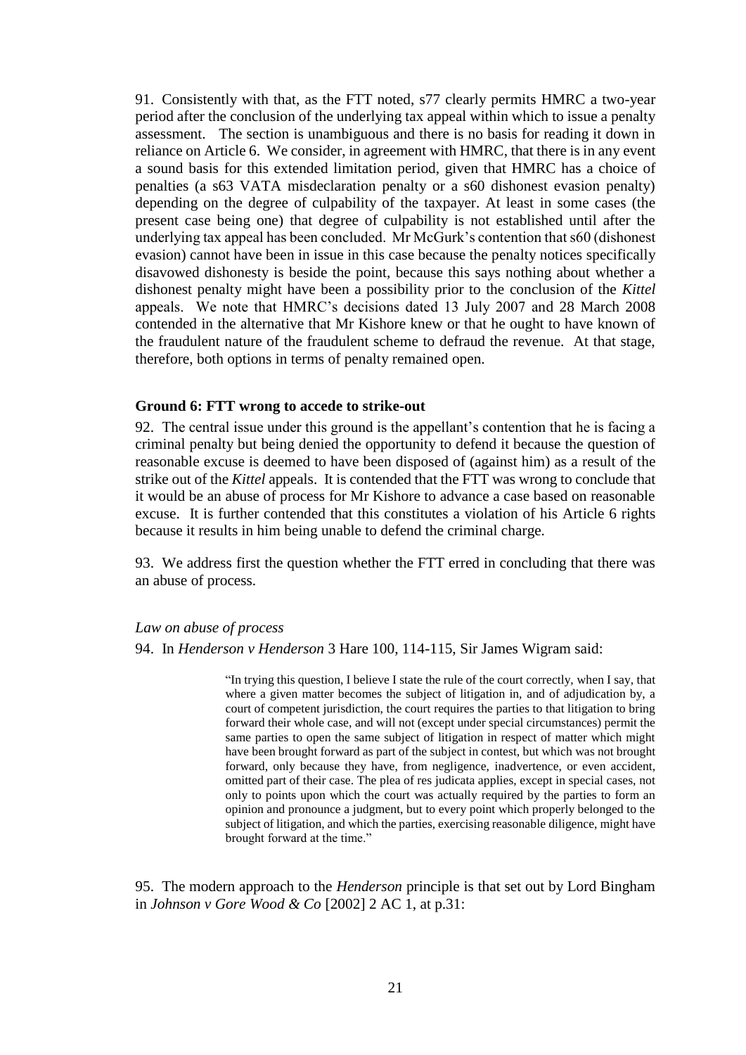91. Consistently with that, as the FTT noted, s77 clearly permits HMRC a two-year period after the conclusion of the underlying tax appeal within which to issue a penalty assessment. The section is unambiguous and there is no basis for reading it down in reliance on Article 6. We consider, in agreement with HMRC, that there is in any event a sound basis for this extended limitation period, given that HMRC has a choice of penalties (a s63 VATA misdeclaration penalty or a s60 dishonest evasion penalty) depending on the degree of culpability of the taxpayer. At least in some cases (the present case being one) that degree of culpability is not established until after the underlying tax appeal has been concluded. Mr McGurk's contention that s60 (dishonest evasion) cannot have been in issue in this case because the penalty notices specifically disavowed dishonesty is beside the point, because this says nothing about whether a dishonest penalty might have been a possibility prior to the conclusion of the *Kittel* appeals. We note that HMRC's decisions dated 13 July 2007 and 28 March 2008 contended in the alternative that Mr Kishore knew or that he ought to have known of the fraudulent nature of the fraudulent scheme to defraud the revenue. At that stage, therefore, both options in terms of penalty remained open.

### Ground 6: FTT wrong to accede to strike-out

92. The central issue under this ground is the appellant's contention that he is facing a criminal penalty but being denied the opportunity to defend it because the question of reasonable excuse is deemed to have been disposed of (against him) as a result of the strike out of the *Kittel* appeals. It is contended that the FTT was wrong to conclude that it would be an abuse of process for Mr Kishore to advance a case based on reasonable excuse. It is further contended that this constitutes a violation of his Article 6 rights because it results in him being unable to defend the criminal charge.

93. We address first the question whether the FTT erred in concluding that there was an abuse of process.

*Law on abuse of process*

94. In *Henderson v Henderson* 3 Hare 100, 114-115, Sir James Wigram said:

> "In trying this question, I believe I state the rule of the court correctly, when I say, that where a given matter becomes the subject of litigation in, and of adjudication by, a court of competent jurisdiction, the court requires the parties to that litigation to bring forward their whole case, and will not (except under special circumstances) permit the same parties to open the same subject of litigation in respect of matter which might have been brought forward as part of the subject in contest, but which was not brought forward, only because they have, from negligence, inadvertence, or even accident, omitted part of their case. The plea of res judicata applies, except in special cases, not only to points upon which the court was actually required by the parties to form an opinion and pronounce a judgment, but to every point which properly belonged to the subject of litigation, and which the parties, exercising reasonable diligence, might have brought forward at the time."

95. The modern approach to the *Henderson* principle is that set out by Lord Bingham in *Johnson v Gore Wood & Co* [2002] 2 AC 1, at p.31: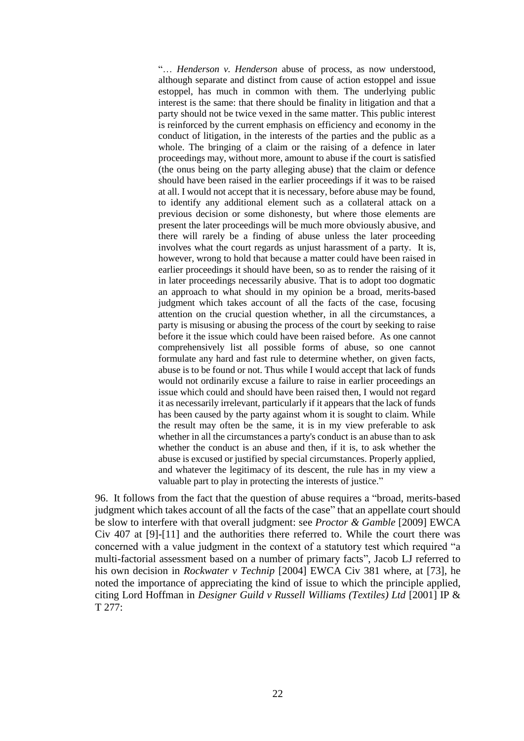> "… *Henderson v. Henderson* abuse of process, as now understood, although separate and distinct from cause of action estoppel and issue estoppel, has much in common with them. The underlying public interest is the same: that there should be finality in litigation and that a party should not be twice vexed in the same matter. This public interest is reinforced by the current emphasis on efficiency and economy in the conduct of litigation, in the interests of the parties and the public as a whole. The bringing of a claim or the raising of a defence in later proceedings may, without more, amount to abuse if the court is satisfied (the onus being on the party alleging abuse) that the claim or defence should have been raised in the earlier proceedings if it was to be raised at all. I would not accept that it is necessary, before abuse may be found, to identify any additional element such as a collateral attack on a previous decision or some dishonesty, but where those elements are present the later proceedings will be much more obviously abusive, and there will rarely be a finding of abuse unless the later proceeding involves what the court regards as unjust harassment of a party. It is, however, wrong to hold that because a matter could have been raised in earlier proceedings it should have been, so as to render the raising of it in later proceedings necessarily abusive. That is to adopt too dogmatic an approach to what should in my opinion be a broad, merits-based judgment which takes account of all the facts of the case, focusing attention on the crucial question whether, in all the circumstances, a party is misusing or abusing the process of the court by seeking to raise before it the issue which could have been raised before. As one cannot comprehensively list all possible forms of abuse, so one cannot formulate any hard and fast rule to determine whether, on given facts, abuse is to be found or not. Thus while I would accept that lack of funds would not ordinarily excuse a failure to raise in earlier proceedings an issue which could and should have been raised then, I would not regard it as necessarily irrelevant, particularly if it appears that the lack of funds has been caused by the party against whom it is sought to claim. While the result may often be the same, it is in my view preferable to ask whether in all the circumstances a party's conduct is an abuse than to ask whether the conduct is an abuse and then, if it is, to ask whether the abuse is excused or justified by special circumstances. Properly applied, and whatever the legitimacy of its descent, the rule has in my view a valuable part to play in protecting the interests of justice."

96. It follows from the fact that the question of abuse requires a "broad, merits-based judgment which takes account of all the facts of the case" that an appellate court should be slow to interfere with that overall judgment: see *Proctor & Gamble* [2009] EWCA Civ 407 at [9]-[11] and the authorities there referred to. While the court there was concerned with a value judgment in the context of a statutory test which required "a multi-factorial assessment based on a number of primary facts", Jacob LJ referred to his own decision in *Rockwater v Technip* [2004] EWCA Civ 381 where, at [73], he noted the importance of appreciating the kind of issue to which the principle applied, citing Lord Hoffman in *Designer Guild v Russell Williams (Textiles) Ltd* [2001] IP & T 277: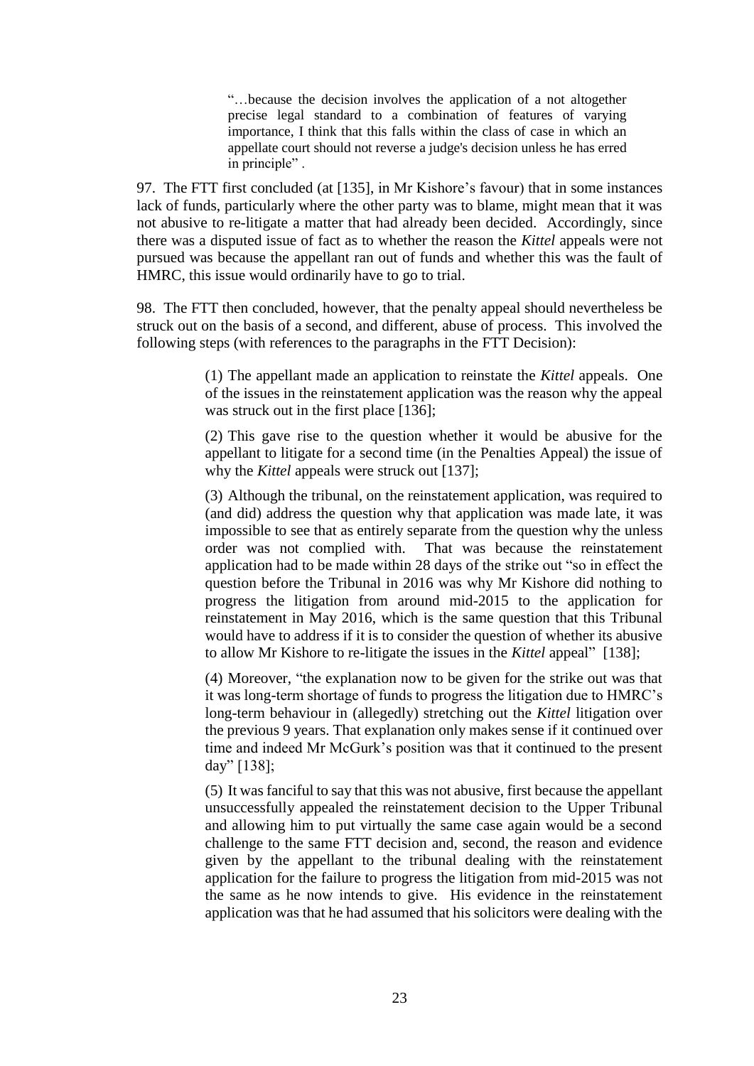> "…because the decision involves the application of a not altogether precise legal standard to a combination of features of varying importance, I think that this falls within the class of case in which an appellate court should not reverse a judge's decision unless he has erred in principle" .

97. The FTT first concluded (at [135], in Mr Kishore's favour) that in some instances lack of funds, particularly where the other party was to blame, might mean that it was not abusive to re-litigate a matter that had already been decided. Accordingly, since there was a disputed issue of fact as to whether the reason the *Kittel* appeals were not pursued was because the appellant ran out of funds and whether this was the fault of HMRC, this issue would ordinarily have to go to trial.

98. The FTT then concluded, however, that the penalty appeal should nevertheless be struck out on the basis of a second, and different, abuse of process. This involved the following steps (with references to the paragraphs in the FTT Decision):

> (1) The appellant made an application to reinstate the *Kittel* appeals. One of the issues in the reinstatement application was the reason why the appeal was struck out in the first place [136];
>
> (2) This gave rise to the question whether it would be abusive for the appellant to litigate for a second time (in the Penalties Appeal) the issue of why the *Kittel* appeals were struck out [137];
>
> (3) Although the tribunal, on the reinstatement application, was required to (and did) address the question why that application was made late, it was impossible to see that as entirely separate from the question why the unless order was not complied with. That was because the reinstatement application had to be made within 28 days of the strike out "so in effect the question before the Tribunal in 2016 was why Mr Kishore did nothing to progress the litigation from around mid-2015 to the application for reinstatement in May 2016, which is the same question that this Tribunal would have to address if it is to consider the question of whether its abusive to allow Mr Kishore to re-litigate the issues in the *Kittel* appeal" [138];
>
> (4) Moreover, "the explanation now to be given for the strike out was that it was long-term shortage of funds to progress the litigation due to HMRC's long-term behaviour in (allegedly) stretching out the *Kittel* litigation over the previous 9 years. That explanation only makes sense if it continued over time and indeed Mr McGurk's position was that it continued to the present day" [138];
>
> (5) It was fanciful to say that this was not abusive, first because the appellant unsuccessfully appealed the reinstatement decision to the Upper Tribunal and allowing him to put virtually the same case again would be a second challenge to the same FTT decision and, second, the reason and evidence given by the appellant to the tribunal dealing with the reinstatement application for the failure to progress the litigation from mid-2015 was not the same as he now intends to give. His evidence in the reinstatement application was that he had assumed that his solicitors were dealing with the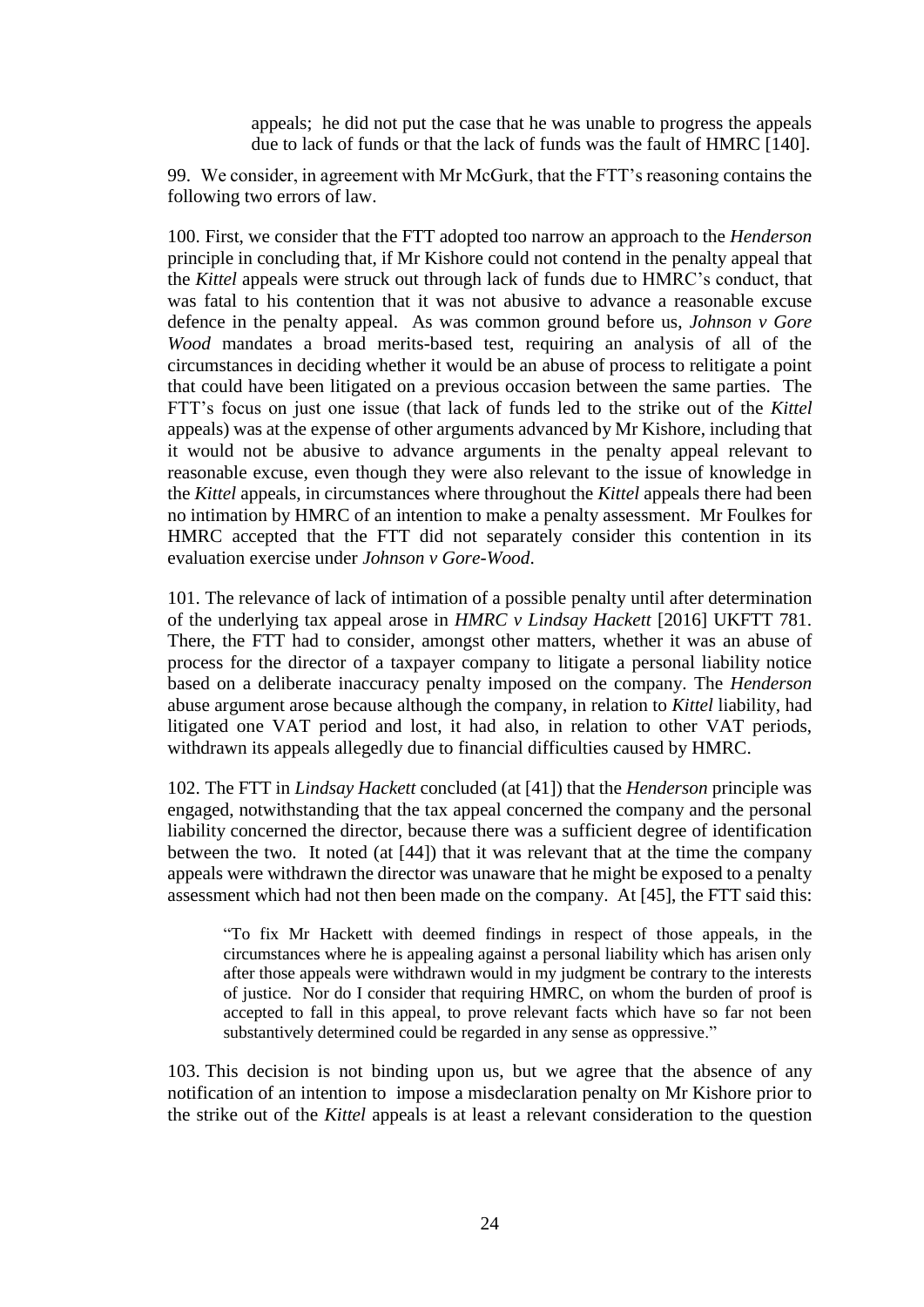> appeals; he did not put the case that he was unable to progress the appeals due to lack of funds or that the lack of funds was the fault of HMRC [140].

99. We consider, in agreement with Mr McGurk, that the FTT's reasoning contains the following two errors of law.

100. First, we consider that the FTT adopted too narrow an approach to the *Henderson* principle in concluding that, if Mr Kishore could not contend in the penalty appeal that the *Kittel* appeals were struck out through lack of funds due to HMRC's conduct, that was fatal to his contention that it was not abusive to advance a reasonable excuse defence in the penalty appeal. As was common ground before us, *Johnson v Gore Wood* mandates a broad merits-based test, requiring an analysis of all of the circumstances in deciding whether it would be an abuse of process to relitigate a point that could have been litigated on a previous occasion between the same parties. The FTT's focus on just one issue (that lack of funds led to the strike out of the *Kittel* appeals) was at the expense of other arguments advanced by Mr Kishore, including that it would not be abusive to advance arguments in the penalty appeal relevant to reasonable excuse, even though they were also relevant to the issue of knowledge in the *Kittel* appeals, in circumstances where throughout the *Kittel* appeals there had been no intimation by HMRC of an intention to make a penalty assessment. Mr Foulkes for HMRC accepted that the FTT did not separately consider this contention in its evaluation exercise under *Johnson v Gore-Wood*.

101. The relevance of lack of intimation of a possible penalty until after determination of the underlying tax appeal arose in *HMRC v Lindsay Hackett* [2016] UKFTT 781. There, the FTT had to consider, amongst other matters, whether it was an abuse of process for the director of a taxpayer company to litigate a personal liability notice based on a deliberate inaccuracy penalty imposed on the company. The *Henderson* abuse argument arose because although the company, in relation to *Kittel* liability, had litigated one VAT period and lost, it had also, in relation to other VAT periods, withdrawn its appeals allegedly due to financial difficulties caused by HMRC.

102. The FTT in *Lindsay Hackett* concluded (at [41]) that the *Henderson* principle was engaged, notwithstanding that the tax appeal concerned the company and the personal liability concerned the director, because there was a sufficient degree of identification between the two. It noted (at [44]) that it was relevant that at the time the company appeals were withdrawn the director was unaware that he might be exposed to a penalty assessment which had not then been made on the company. At [45], the FTT said this:

> "To fix Mr Hackett with deemed findings in respect of those appeals, in the circumstances where he is appealing against a personal liability which has arisen only after those appeals were withdrawn would in my judgment be contrary to the interests of justice. Nor do I consider that requiring HMRC, on whom the burden of proof is accepted to fall in this appeal, to prove relevant facts which have so far not been substantively determined could be regarded in any sense as oppressive."

103. This decision is not binding upon us, but we agree that the absence of any notification of an intention to impose a misdeclaration penalty on Mr Kishore prior to the strike out of the *Kittel* appeals is at least a relevant consideration to the question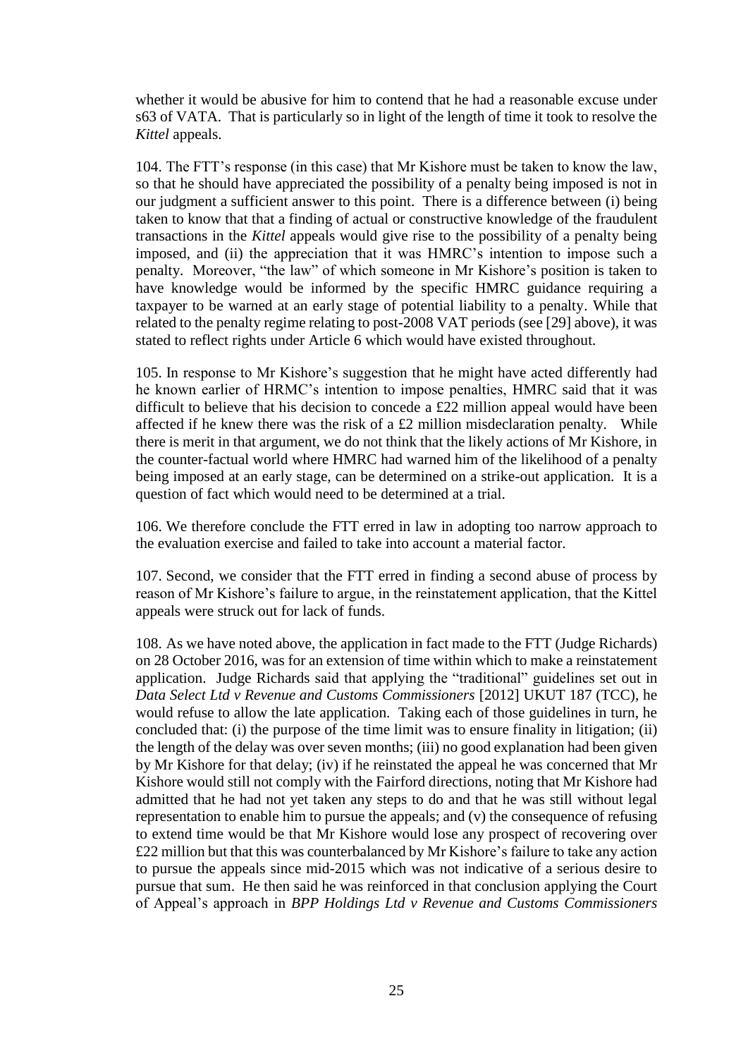whether it would be abusive for him to contend that he had a reasonable excuse under s63 of VATA. That is particularly so in light of the length of time it took to resolve the *Kittel* appeals.

104. The FTT's response (in this case) that Mr Kishore must be taken to know the law, so that he should have appreciated the possibility of a penalty being imposed is not in our judgment a sufficient answer to this point. There is a difference between (i) being taken to know that that a finding of actual or constructive knowledge of the fraudulent transactions in the *Kittel* appeals would give rise to the possibility of a penalty being imposed, and (ii) the appreciation that it was HMRC's intention to impose such a penalty. Moreover, "the law" of which someone in Mr Kishore's position is taken to have knowledge would be informed by the specific HMRC guidance requiring a taxpayer to be warned at an early stage of potential liability to a penalty. While that related to the penalty regime relating to post-2008 VAT periods (see [29] above), it was stated to reflect rights under Article 6 which would have existed throughout.

105. In response to Mr Kishore's suggestion that he might have acted differently had he known earlier of HRMC's intention to impose penalties, HMRC said that it was difficult to believe that his decision to concede a £22 million appeal would have been affected if he knew there was the risk of a £2 million misdeclaration penalty. While there is merit in that argument, we do not think that the likely actions of Mr Kishore, in the counter-factual world where HMRC had warned him of the likelihood of a penalty being imposed at an early stage, can be determined on a strike-out application. It is a question of fact which would need to be determined at a trial.

106. We therefore conclude the FTT erred in law in adopting too narrow approach to the evaluation exercise and failed to take into account a material factor.

107. Second, we consider that the FTT erred in finding a second abuse of process by reason of Mr Kishore's failure to argue, in the reinstatement application, that the Kittel appeals were struck out for lack of funds.

108. As we have noted above, the application in fact made to the FTT (Judge Richards) on 28 October 2016, was for an extension of time within which to make a reinstatement application. Judge Richards said that applying the "traditional" guidelines set out in *Data Select Ltd v Revenue and Customs Commissioners* [2012] UKUT 187 (TCC), he would refuse to allow the late application. Taking each of those guidelines in turn, he concluded that: (i) the purpose of the time limit was to ensure finality in litigation; (ii) the length of the delay was over seven months; (iii) no good explanation had been given by Mr Kishore for that delay; (iv) if he reinstated the appeal he was concerned that Mr Kishore would still not comply with the Fairford directions, noting that Mr Kishore had admitted that he had not yet taken any steps to do and that he was still without legal representation to enable him to pursue the appeals; and (v) the consequence of refusing to extend time would be that Mr Kishore would lose any prospect of recovering over £22 million but that this was counterbalanced by Mr Kishore's failure to take any action to pursue the appeals since mid-2015 which was not indicative of a serious desire to pursue that sum. He then said he was reinforced in that conclusion applying the Court of Appeal's approach in *BPP Holdings Ltd v Revenue and Customs Commissioners*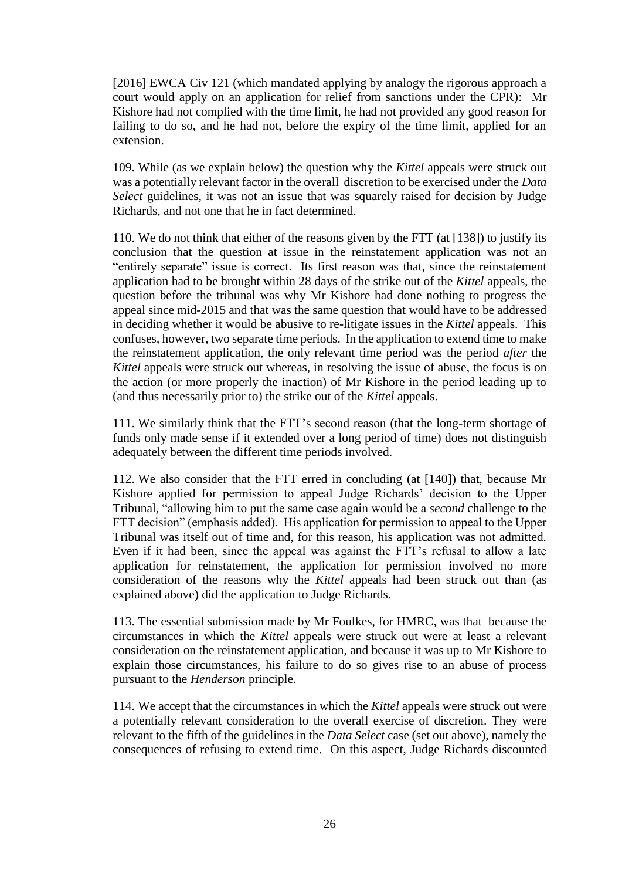[2016] EWCA Civ 121 (which mandated applying by analogy the rigorous approach a court would apply on an application for relief from sanctions under the CPR): Mr Kishore had not complied with the time limit, he had not provided any good reason for failing to do so, and he had not, before the expiry of the time limit, applied for an extension.

109. While (as we explain below) the question why the *Kittel* appeals were struck out was a potentially relevant factor in the overall discretion to be exercised under the *Data Select* guidelines, it was not an issue that was squarely raised for decision by Judge Richards, and not one that he in fact determined.

110. We do not think that either of the reasons given by the FTT (at [138]) to justify its conclusion that the question at issue in the reinstatement application was not an "entirely separate" issue is correct. Its first reason was that, since the reinstatement application had to be brought within 28 days of the strike out of the *Kittel* appeals, the question before the tribunal was why Mr Kishore had done nothing to progress the appeal since mid-2015 and that was the same question that would have to be addressed in deciding whether it would be abusive to re-litigate issues in the *Kittel* appeals. This confuses, however, two separate time periods. In the application to extend time to make the reinstatement application, the only relevant time period was the period *after* the *Kittel* appeals were struck out whereas, in resolving the issue of abuse, the focus is on the action (or more properly the inaction) of Mr Kishore in the period leading up to (and thus necessarily prior to) the strike out of the *Kittel* appeals.

111. We similarly think that the FTT's second reason (that the long-term shortage of funds only made sense if it extended over a long period of time) does not distinguish adequately between the different time periods involved.

112. We also consider that the FTT erred in concluding (at [140]) that, because Mr Kishore applied for permission to appeal Judge Richards' decision to the Upper Tribunal, "allowing him to put the same case again would be a *second* challenge to the FTT decision" (emphasis added). His application for permission to appeal to the Upper Tribunal was itself out of time and, for this reason, his application was not admitted. Even if it had been, since the appeal was against the FTT's refusal to allow a late application for reinstatement, the application for permission involved no more consideration of the reasons why the *Kittel* appeals had been struck out than (as explained above) did the application to Judge Richards.

113. The essential submission made by Mr Foulkes, for HMRC, was that because the circumstances in which the *Kittel* appeals were struck out were at least a relevant consideration on the reinstatement application, and because it was up to Mr Kishore to explain those circumstances, his failure to do so gives rise to an abuse of process pursuant to the *Henderson* principle.

114. We accept that the circumstances in which the *Kittel* appeals were struck out were a potentially relevant consideration to the overall exercise of discretion. They were relevant to the fifth of the guidelines in the *Data Select* case (set out above), namely the consequences of refusing to extend time. On this aspect, Judge Richards discounted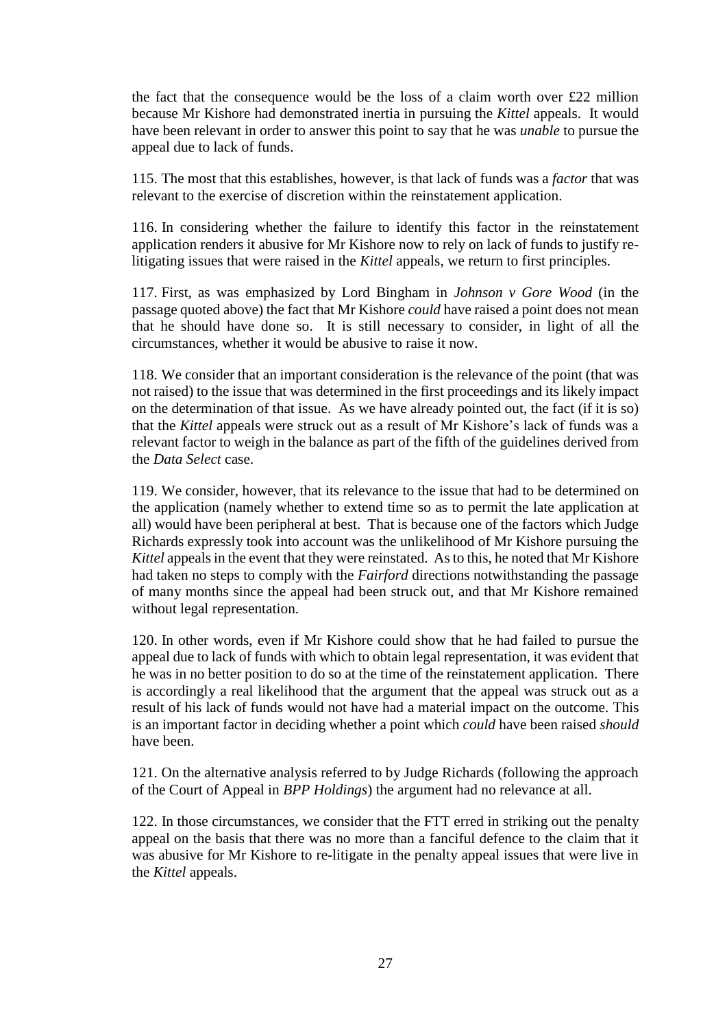the fact that the consequence would be the loss of a claim worth over £22 million because Mr Kishore had demonstrated inertia in pursuing the *Kittel* appeals. It would have been relevant in order to answer this point to say that he was *unable* to pursue the appeal due to lack of funds.

115. The most that this establishes, however, is that lack of funds was a *factor* that was relevant to the exercise of discretion within the reinstatement application.

116. In considering whether the failure to identify this factor in the reinstatement application renders it abusive for Mr Kishore now to rely on lack of funds to justify re-litigating issues that were raised in the *Kittel* appeals, we return to first principles.

117. First, as was emphasized by Lord Bingham in *Johnson v Gore Wood* (in the passage quoted above) the fact that Mr Kishore *could* have raised a point does not mean that he should have done so. It is still necessary to consider, in light of all the circumstances, whether it would be abusive to raise it now.

118. We consider that an important consideration is the relevance of the point (that was not raised) to the issue that was determined in the first proceedings and its likely impact on the determination of that issue. As we have already pointed out, the fact (if it is so) that the *Kittel* appeals were struck out as a result of Mr Kishore's lack of funds was a relevant factor to weigh in the balance as part of the fifth of the guidelines derived from the *Data Select* case.

119. We consider, however, that its relevance to the issue that had to be determined on the application (namely whether to extend time so as to permit the late application at all) would have been peripheral at best. That is because one of the factors which Judge Richards expressly took into account was the unlikelihood of Mr Kishore pursuing the *Kittel* appeals in the event that they were reinstated. As to this, he noted that Mr Kishore had taken no steps to comply with the *Fairford* directions notwithstanding the passage of many months since the appeal had been struck out, and that Mr Kishore remained without legal representation.

120. In other words, even if Mr Kishore could show that he had failed to pursue the appeal due to lack of funds with which to obtain legal representation, it was evident that he was in no better position to do so at the time of the reinstatement application. There is accordingly a real likelihood that the argument that the appeal was struck out as a result of his lack of funds would not have had a material impact on the outcome. This is an important factor in deciding whether a point which *could* have been raised *should* have been.

121. On the alternative analysis referred to by Judge Richards (following the approach of the Court of Appeal in *BPP Holdings*) the argument had no relevance at all.

122. In those circumstances, we consider that the FTT erred in striking out the penalty appeal on the basis that there was no more than a fanciful defence to the claim that it was abusive for Mr Kishore to re-litigate in the penalty appeal issues that were live in the *Kittel* appeals.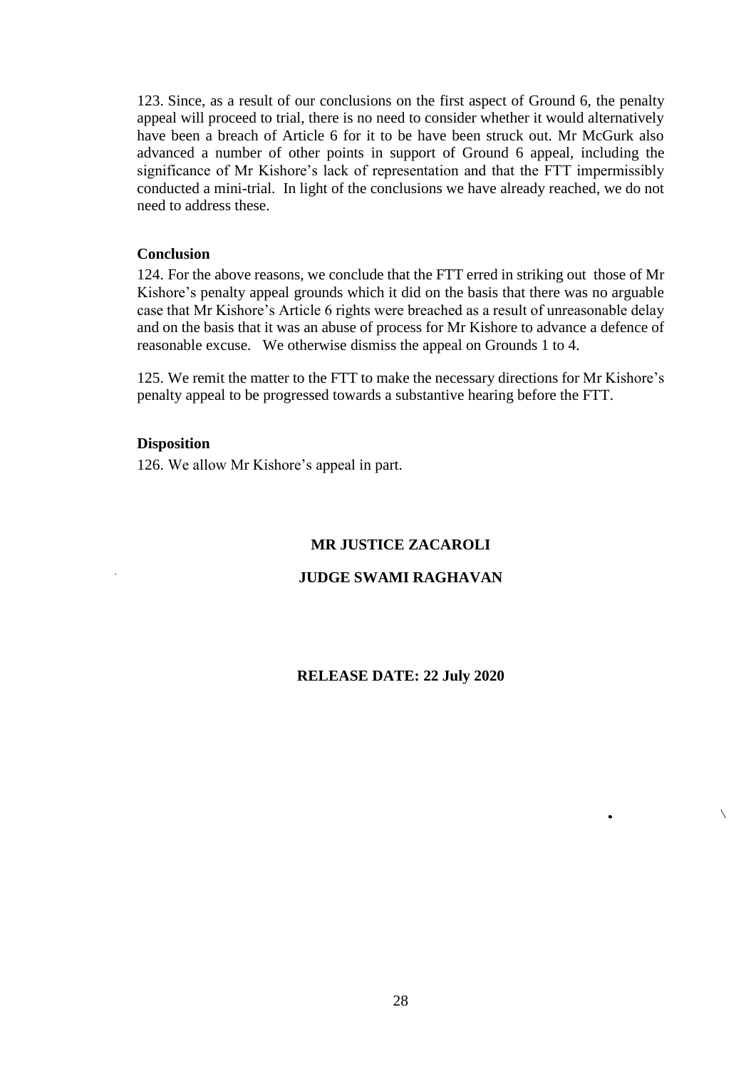123. Since, as a result of our conclusions on the first aspect of Ground 6, the penalty appeal will proceed to trial, there is no need to consider whether it would alternatively have been a breach of Article 6 for it to be have been struck out. Mr McGurk also advanced a number of other points in support of Ground 6 appeal, including the significance of Mr Kishore's lack of representation and that the FTT impermissibly conducted a mini-trial. In light of the conclusions we have already reached, we do not need to address these.

**Conclusion**

124. For the above reasons, we conclude that the FTT erred in striking out those of Mr Kishore's penalty appeal grounds which it did on the basis that there was no arguable case that Mr Kishore's Article 6 rights were breached as a result of unreasonable delay and on the basis that it was an abuse of process for Mr Kishore to advance a defence of reasonable excuse. We otherwise dismiss the appeal on Grounds 1 to 4.

125. We remit the matter to the FTT to make the necessary directions for Mr Kishore's penalty appeal to be progressed towards a substantive hearing before the FTT.

**Disposition**

126. We allow Mr Kishore's appeal in part.

**MR JUSTICE ZACAROLI**

**JUDGE SWAMI RAGHAVAN**

**RELEASE DATE: 22 July 2020**